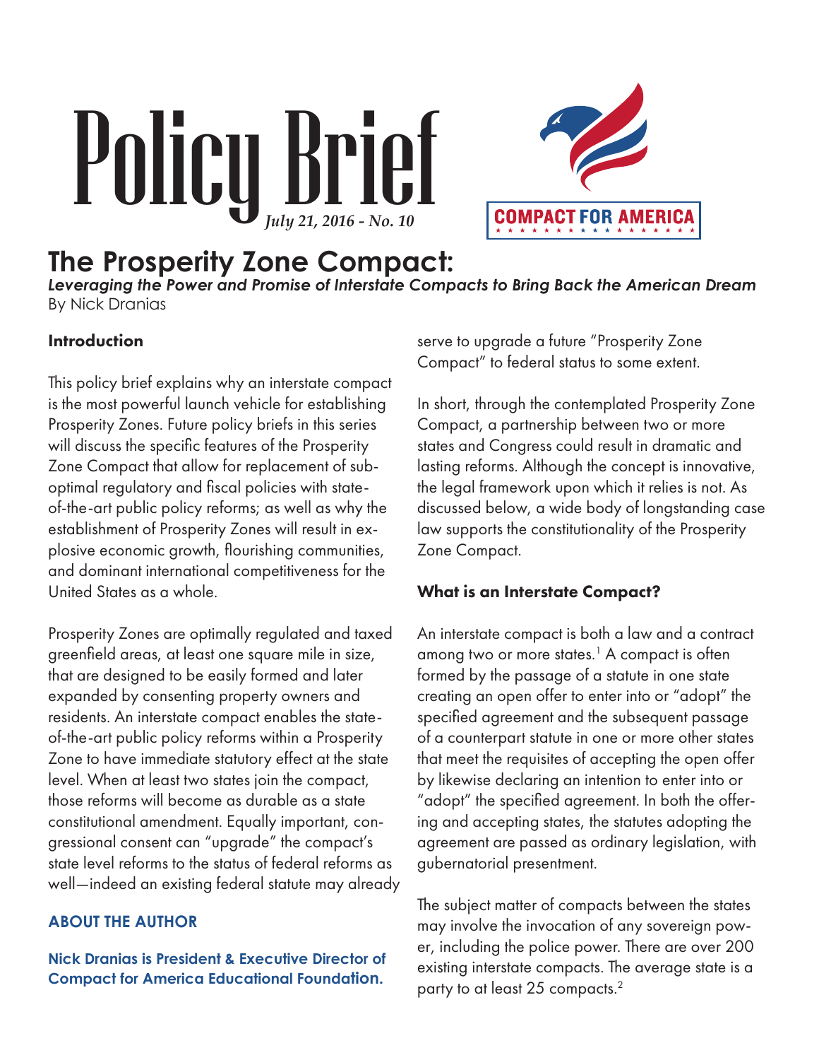# Policy Brief

*July 21, 2016 - No. 10*

COMPACT FOR AMERICA

# The Prosperity Zone Compact:

***Leveraging the Power and Promise of Interstate Compacts to Bring Back the American Dream***

By Nick Dranias

## Introduction

This policy brief explains why an interstate compact is the most powerful launch vehicle for establishing Prosperity Zones. Future policy briefs in this series will discuss the specific features of the Prosperity Zone Compact that allow for replacement of sub-optimal regulatory and fiscal policies with state-of-the-art public policy reforms; as well as why the establishment of Prosperity Zones will result in explosive economic growth, flourishing communities, and dominant international competitiveness for the United States as a whole.

Prosperity Zones are optimally regulated and taxed greenfield areas, at least one square mile in size, that are designed to be easily formed and later expanded by consenting property owners and residents. An interstate compact enables the state-of-the-art public policy reforms within a Prosperity Zone to have immediate statutory effect at the state level. When at least two states join the compact, those reforms will become as durable as a state constitutional amendment. Equally important, congressional consent can "upgrade" the compact's state level reforms to the status of federal reforms as well—indeed an existing federal statute may already serve to upgrade a future "Prosperity Zone Compact" to federal status to some extent.

In short, through the contemplated Prosperity Zone Compact, a partnership between two or more states and Congress could result in dramatic and lasting reforms. Although the concept is innovative, the legal framework upon which it relies is not. As discussed below, a wide body of longstanding case law supports the constitutionality of the Prosperity Zone Compact.

## What is an Interstate Compact?

An interstate compact is both a law and a contract among two or more states.[1] A compact is often formed by the passage of a statute in one state creating an open offer to enter into or "adopt" the specified agreement and the subsequent passage of a counterpart statute in one or more other states that meet the requisites of accepting the open offer by likewise declaring an intention to enter into or "adopt" the specified agreement. In both the offering and accepting states, the statutes adopting the agreement are passed as ordinary legislation, with gubernatorial presentment.

The subject matter of compacts between the states may involve the invocation of any sovereign power, including the police power. There are over 200 existing interstate compacts. The average state is a party to at least 25 compacts.[2]

**ABOUT THE AUTHOR**

**Nick Dranias is President & Executive Director of Compact for America Educational Foundation.**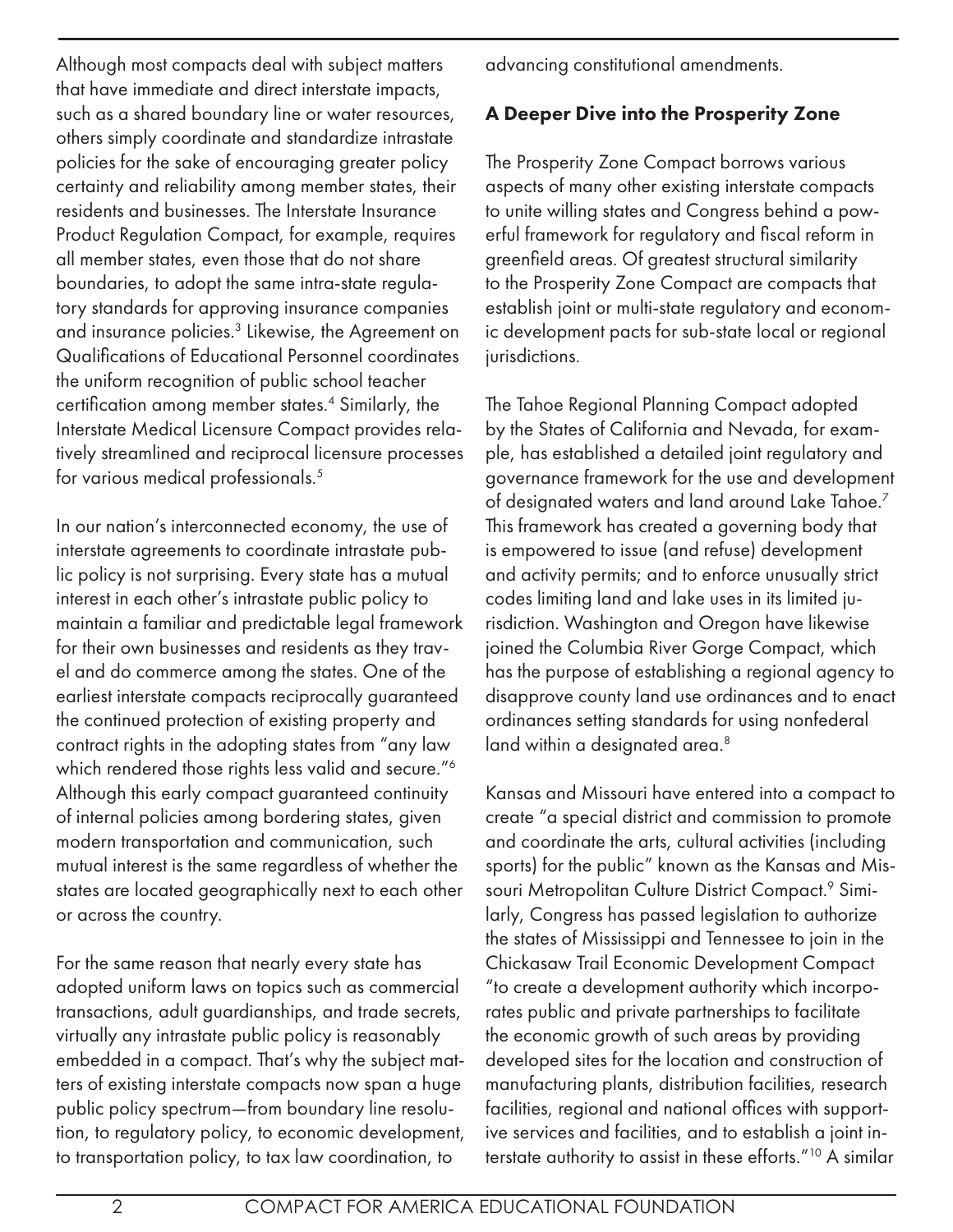Although most compacts deal with subject matters that have immediate and direct interstate impacts, such as a shared boundary line or water resources, others simply coordinate and standardize intrastate policies for the sake of encouraging greater policy certainty and reliability among member states, their residents and businesses. The Interstate Insurance Product Regulation Compact, for example, requires all member states, even those that do not share boundaries, to adopt the same intra-state regulatory standards for approving insurance companies and insurance policies.[3] Likewise, the Agreement on Qualifications of Educational Personnel coordinates the uniform recognition of public school teacher certification among member states.[4] Similarly, the Interstate Medical Licensure Compact provides relatively streamlined and reciprocal licensure processes for various medical professionals.[5]

In our nation's interconnected economy, the use of interstate agreements to coordinate intrastate public policy is not surprising. Every state has a mutual interest in each other's intrastate public policy to maintain a familiar and predictable legal framework for their own businesses and residents as they travel and do commerce among the states. One of the earliest interstate compacts reciprocally guaranteed the continued protection of existing property and contract rights in the adopting states from "any law which rendered those rights less valid and secure."[6] Although this early compact guaranteed continuity of internal policies among bordering states, given modern transportation and communication, such mutual interest is the same regardless of whether the states are located geographically next to each other or across the country.

For the same reason that nearly every state has adopted uniform laws on topics such as commercial transactions, adult guardianships, and trade secrets, virtually any intrastate public policy is reasonably embedded in a compact. That's why the subject matters of existing interstate compacts now span a huge public policy spectrum—from boundary line resolution, to regulatory policy, to economic development, to transportation policy, to tax law coordination, to advancing constitutional amendments.

### A Deeper Dive into the Prosperity Zone

The Prosperity Zone Compact borrows various aspects of many other existing interstate compacts to unite willing states and Congress behind a powerful framework for regulatory and fiscal reform in greenfield areas. Of greatest structural similarity to the Prosperity Zone Compact are compacts that establish joint or multi-state regulatory and economic development pacts for sub-state local or regional jurisdictions.

The Tahoe Regional Planning Compact adopted by the States of California and Nevada, for example, has established a detailed joint regulatory and governance framework for the use and development of designated waters and land around Lake Tahoe.[7] This framework has created a governing body that is empowered to issue (and refuse) development and activity permits; and to enforce unusually strict codes limiting land and lake uses in its limited jurisdiction. Washington and Oregon have likewise joined the Columbia River Gorge Compact, which has the purpose of establishing a regional agency to disapprove county land use ordinances and to enact ordinances setting standards for using nonfederal land within a designated area.[8]

Kansas and Missouri have entered into a compact to create "a special district and commission to promote and coordinate the arts, cultural activities (including sports) for the public" known as the Kansas and Missouri Metropolitan Culture District Compact.[9] Similarly, Congress has passed legislation to authorize the states of Mississippi and Tennessee to join in the Chickasaw Trail Economic Development Compact "to create a development authority which incorporates public and private partnerships to facilitate the economic growth of such areas by providing developed sites for the location and construction of manufacturing plants, distribution facilities, research facilities, regional and national offices with supportive services and facilities, and to establish a joint interstate authority to assist in these efforts."[10] A similar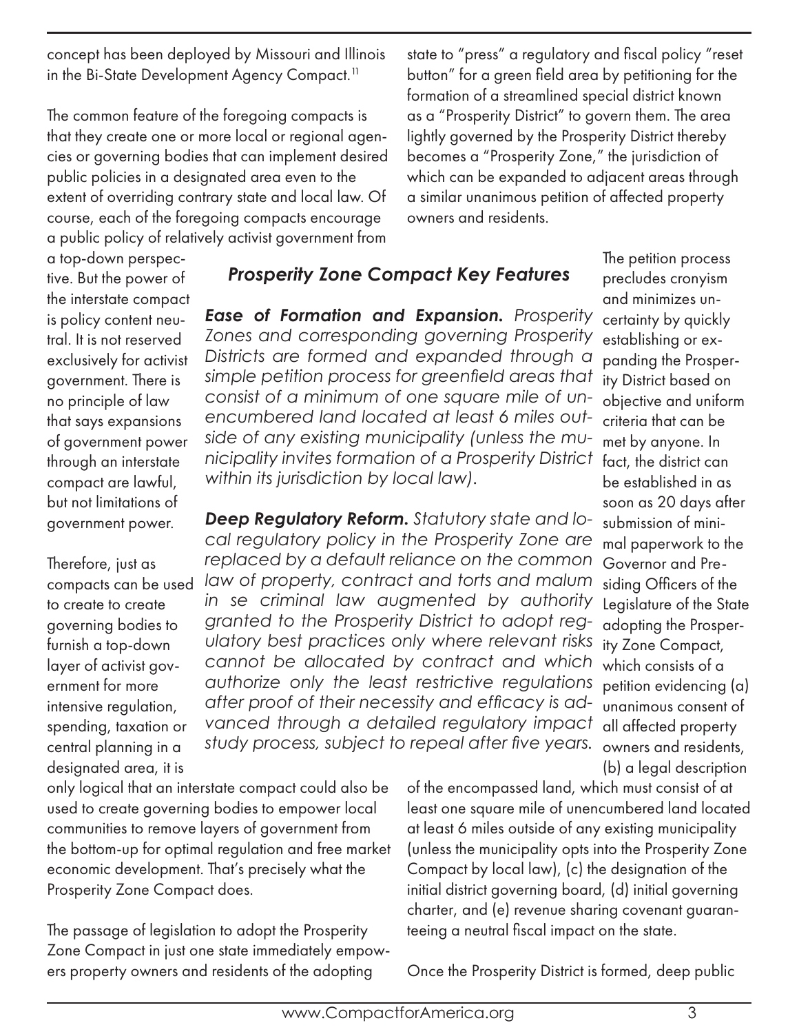concept has been deployed by Missouri and Illinois in the Bi-State Development Agency Compact.[11]

The common feature of the foregoing compacts is that they create one or more local or regional agencies or governing bodies that can implement desired public policies in a designated area even to the extent of overriding contrary state and local law. Of course, each of the foregoing compacts encourage a public policy of relatively activist government from a top-down perspective. But the power of the interstate compact is policy content neutral. It is not reserved exclusively for activist government. There is no principle of law that says expansions of government power through an interstate compact are lawful, but not limitations of government power.

Therefore, just as compacts can be used to create to create governing bodies to furnish a top-down layer of activist government for more intensive regulation, spending, taxation or central planning in a designated area, it is only logical that an interstate compact could also be used to create governing bodies to empower local communities to remove layers of government from the bottom-up for optimal regulation and free market economic development. That's precisely what the Prosperity Zone Compact does.

The passage of legislation to adopt the Prosperity Zone Compact in just one state immediately empowers property owners and residents of the adopting state to "press" a regulatory and fiscal policy "reset button" for a green field area by petitioning for the formation of a streamlined special district known as a "Prosperity District" to govern them. The area lightly governed by the Prosperity District thereby becomes a "Prosperity Zone," the jurisdiction of which can be expanded to adjacent areas through a similar unanimous petition of affected property owners and residents.

### *Prosperity Zone Compact Key Features*

***Ease of Formation and Expansion.*** *Prosperity Zones and corresponding governing Prosperity Districts are formed and expanded through a simple petition process for greenfield areas that consist of a minimum of one square mile of unencumbered land located at least 6 miles outside of any existing municipality (unless the municipality invites formation of a Prosperity District within its jurisdiction by local law).*

***Deep Regulatory Reform.*** *Statutory state and local regulatory policy in the Prosperity Zone are replaced by a default reliance on the common law of property, contract and torts and malum in se criminal law augmented by authority granted to the Prosperity District to adopt regulatory best practices only where relevant risks cannot be allocated by contract and which authorize only the least restrictive regulations after proof of their necessity and efficacy is advanced through a detailed regulatory impact study process, subject to repeal after five years.*

The petition process precludes cronyism and minimizes uncertainty by quickly establishing or expanding the Prosperity District based on objective and uniform criteria that can be met by anyone. In fact, the district can be established in as soon as 20 days after submission of minimal paperwork to the Governor and Presiding Officers of the Legislature of the State adopting the Prosperity Zone Compact, which consists of a petition evidencing (a) unanimous consent of all affected property owners and residents, (b) a legal description of the encompassed land, which must consist of at least one square mile of unencumbered land located at least 6 miles outside of any existing municipality (unless the municipality opts into the Prosperity Zone Compact by local law), (c) the designation of the initial district governing board, (d) initial governing charter, and (e) revenue sharing covenant guaranteeing a neutral fiscal impact on the state.

Once the Prosperity District is formed, deep public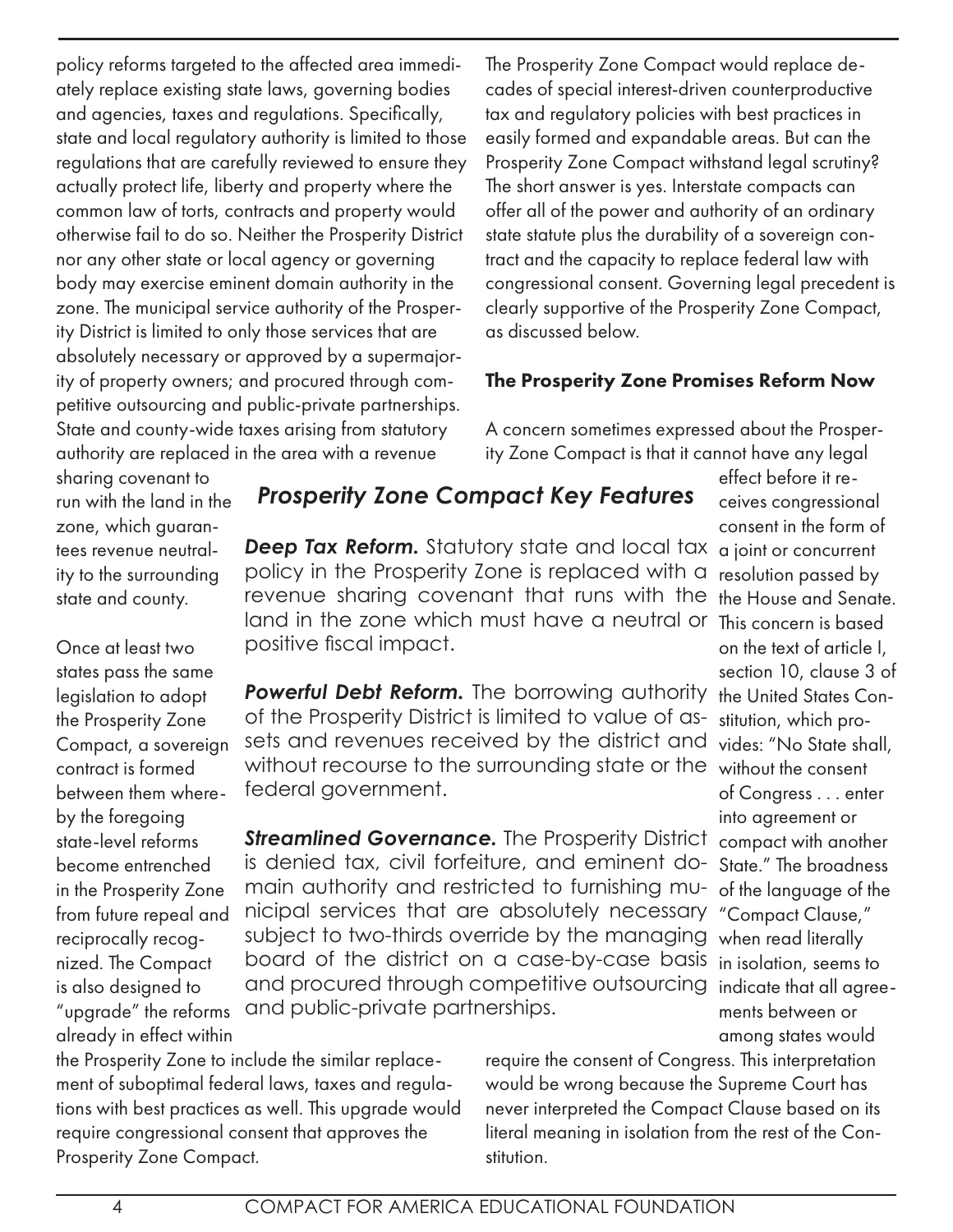policy reforms targeted to the affected area immediately replace existing state laws, governing bodies and agencies, taxes and regulations. Specifically, state and local regulatory authority is limited to those regulations that are carefully reviewed to ensure they actually protect life, liberty and property where the common law of torts, contracts and property would otherwise fail to do so. Neither the Prosperity District nor any other state or local agency or governing body may exercise eminent domain authority in the zone. The municipal service authority of the Prosperity District is limited to only those services that are absolutely necessary or approved by a supermajority of property owners; and procured through competitive outsourcing and public-private partnerships. State and county-wide taxes arising from statutory authority are replaced in the area with a revenue sharing covenant to run with the land in the zone, which guarantees revenue neutrality to the surrounding state and county.

Once at least two states pass the same legislation to adopt the Prosperity Zone Compact, a sovereign contract is formed between them whereby the foregoing state-level reforms become entrenched in the Prosperity Zone from future repeal and reciprocally recognized. The Compact is also designed to "upgrade" the reforms already in effect within the Prosperity Zone to include the similar replacement of suboptimal federal laws, taxes and regulations with best practices as well. This upgrade would require congressional consent that approves the Prosperity Zone Compact.

### *Prosperity Zone Compact Key Features*

***Deep Tax Reform.*** Statutory state and local tax policy in the Prosperity Zone is replaced with a revenue sharing covenant that runs with the land in the zone which must have a neutral or positive fiscal impact.

***Powerful Debt Reform.*** The borrowing authority of the Prosperity District is limited to value of assets and revenues received by the district and without recourse to the surrounding state or the federal government.

***Streamlined Governance.*** The Prosperity District is denied tax, civil forfeiture, and eminent domain authority and restricted to furnishing municipal services that are absolutely necessary subject to two-thirds override by the managing board of the district on a case-by-case basis and procured through competitive outsourcing and public-private partnerships.

The Prosperity Zone Compact would replace decades of special interest-driven counterproductive tax and regulatory policies with best practices in easily formed and expandable areas. But can the Prosperity Zone Compact withstand legal scrutiny? The short answer is yes. Interstate compacts can offer all of the power and authority of an ordinary state statute plus the durability of a sovereign contract and the capacity to replace federal law with congressional consent. Governing legal precedent is clearly supportive of the Prosperity Zone Compact, as discussed below.

## The Prosperity Zone Promises Reform Now

A concern sometimes expressed about the Prosperity Zone Compact is that it cannot have any legal effect before it receives congressional consent in the form of a joint or concurrent resolution passed by the House and Senate. This concern is based on the text of article I, section 10, clause 3 of the United States Constitution, which provides: "No State shall, without the consent of Congress . . . enter into agreement or compact with another State." The broadness of the language of the "Compact Clause," when read literally in isolation, seems to indicate that all agreements between or among states would require the consent of Congress. This interpretation would be wrong because the Supreme Court has never interpreted the Compact Clause based on its literal meaning in isolation from the rest of the Constitution.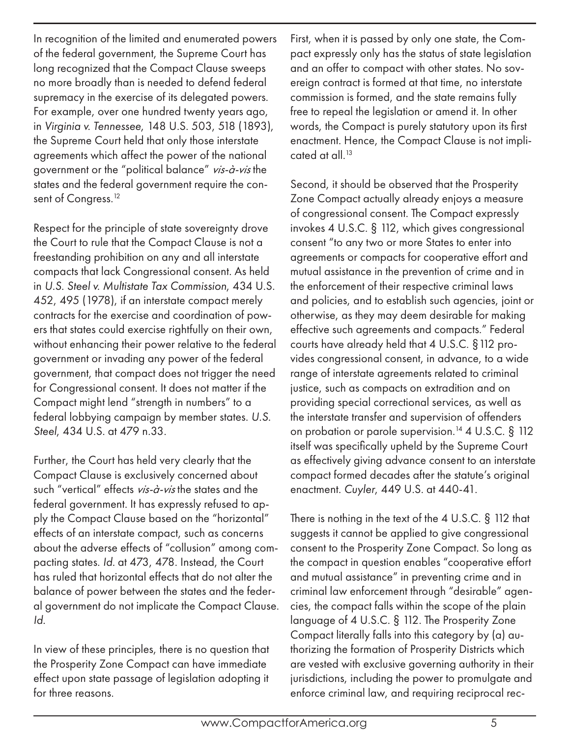In recognition of the limited and enumerated powers of the federal government, the Supreme Court has long recognized that the Compact Clause sweeps no more broadly than is needed to defend federal supremacy in the exercise of its delegated powers. For example, over one hundred twenty years ago, in *Virginia v. Tennessee*, 148 U.S. 503, 518 (1893), the Supreme Court held that only those interstate agreements which affect the power of the national government or the "political balance" *vis-à-vis* the states and the federal government require the consent of Congress.[12]

Respect for the principle of state sovereignty drove the Court to rule that the Compact Clause is not a freestanding prohibition on any and all interstate compacts that lack Congressional consent. As held in *U.S. Steel v. Multistate Tax Commission*, 434 U.S. 452, 495 (1978), if an interstate compact merely contracts for the exercise and coordination of powers that states could exercise rightfully on their own, without enhancing their power relative to the federal government or invading any power of the federal government, that compact does not trigger the need for Congressional consent. It does not matter if the Compact might lend "strength in numbers" to a federal lobbying campaign by member states. *U.S. Steel*, 434 U.S. at 479 n.33.

Further, the Court has held very clearly that the Compact Clause is exclusively concerned about such "vertical" effects *vis-à-vis* the states and the federal government. It has expressly refused to apply the Compact Clause based on the "horizontal" effects of an interstate compact, such as concerns about the adverse effects of "collusion" among compacting states. *Id*. at 473, 478. Instead, the Court has ruled that horizontal effects that do not alter the balance of power between the states and the federal government do not implicate the Compact Clause. *Id*.

In view of these principles, there is no question that the Prosperity Zone Compact can have immediate effect upon state passage of legislation adopting it for three reasons.

First, when it is passed by only one state, the Compact expressly only has the status of state legislation and an offer to compact with other states. No sovereign contract is formed at that time, no interstate commission is formed, and the state remains fully free to repeal the legislation or amend it. In other words, the Compact is purely statutory upon its first enactment. Hence, the Compact Clause is not implicated at all.[13]

Second, it should be observed that the Prosperity Zone Compact actually already enjoys a measure of congressional consent. The Compact expressly invokes 4 U.S.C. § 112, which gives congressional consent "to any two or more States to enter into agreements or compacts for cooperative effort and mutual assistance in the prevention of crime and in the enforcement of their respective criminal laws and policies, and to establish such agencies, joint or otherwise, as they may deem desirable for making effective such agreements and compacts." Federal courts have already held that 4 U.S.C. §112 provides congressional consent, in advance, to a wide range of interstate agreements related to criminal justice, such as compacts on extradition and on providing special correctional services, as well as the interstate transfer and supervision of offenders on probation or parole supervision.[14] 4 U.S.C. § 112 itself was specifically upheld by the Supreme Court as effectively giving advance consent to an interstate compact formed decades after the statute's original enactment. *Cuyler*, 449 U.S. at 440-41.

There is nothing in the text of the 4 U.S.C. § 112 that suggests it cannot be applied to give congressional consent to the Prosperity Zone Compact. So long as the compact in question enables "cooperative effort and mutual assistance" in preventing crime and in criminal law enforcement through "desirable" agencies, the compact falls within the scope of the plain language of 4 U.S.C. § 112. The Prosperity Zone Compact literally falls into this category by (a) authorizing the formation of Prosperity Districts which are vested with exclusive governing authority in their jurisdictions, including the power to promulgate and enforce criminal law, and requiring reciprocal rec-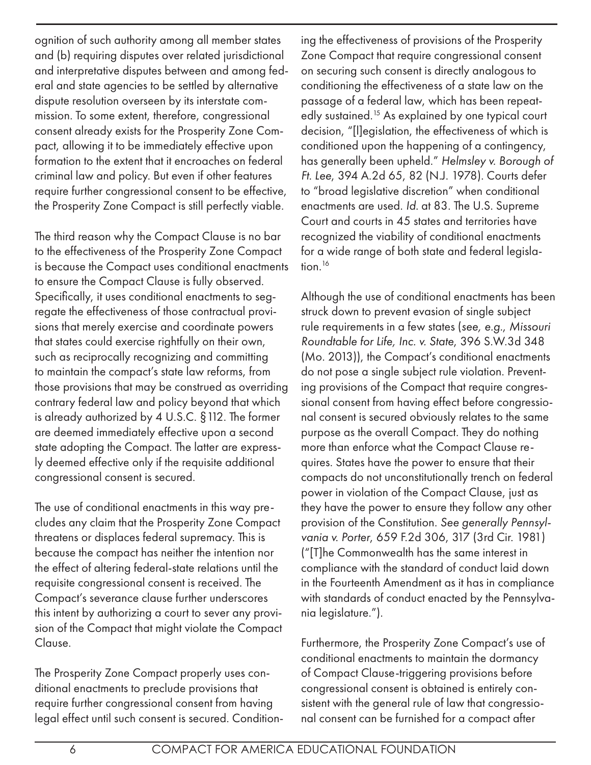ognition of such authority among all member states and (b) requiring disputes over related jurisdictional and interpretative disputes between and among federal and state agencies to be settled by alternative dispute resolution overseen by its interstate commission. To some extent, therefore, congressional consent already exists for the Prosperity Zone Compact, allowing it to be immediately effective upon formation to the extent that it encroaches on federal criminal law and policy. But even if other features require further congressional consent to be effective, the Prosperity Zone Compact is still perfectly viable.

The third reason why the Compact Clause is no bar to the effectiveness of the Prosperity Zone Compact is because the Compact uses conditional enactments to ensure the Compact Clause is fully observed. Specifically, it uses conditional enactments to segregate the effectiveness of those contractual provisions that merely exercise and coordinate powers that states could exercise rightfully on their own, such as reciprocally recognizing and committing to maintain the compact's state law reforms, from those provisions that may be construed as overriding contrary federal law and policy beyond that which is already authorized by 4 U.S.C. § 112. The former are deemed immediately effective upon a second state adopting the Compact. The latter are expressly deemed effective only if the requisite additional congressional consent is secured.

The use of conditional enactments in this way precludes any claim that the Prosperity Zone Compact threatens or displaces federal supremacy. This is because the compact has neither the intention nor the effect of altering federal-state relations until the requisite congressional consent is received. The Compact's severance clause further underscores this intent by authorizing a court to sever any provision of the Compact that might violate the Compact Clause.

The Prosperity Zone Compact properly uses conditional enactments to preclude provisions that require further congressional consent from having legal effect until such consent is secured. Conditioning the effectiveness of provisions of the Prosperity Zone Compact that require congressional consent on securing such consent is directly analogous to conditioning the effectiveness of a state law on the passage of a federal law, which has been repeatedly sustained.[15] As explained by one typical court decision, "[l]egislation, the effectiveness of which is conditioned upon the happening of a contingency, has generally been upheld." *Helmsley v. Borough of Ft. Lee*, 394 A.2d 65, 82 (N.J. 1978). Courts defer to "broad legislative discretion" when conditional enactments are used. *Id.* at 83. The U.S. Supreme Court and courts in 45 states and territories have recognized the viability of conditional enactments for a wide range of both state and federal legislation.[16]

Although the use of conditional enactments has been struck down to prevent evasion of single subject rule requirements in a few states (*see, e.g., Missouri Roundtable for Life, Inc. v. State*, 396 S.W.3d 348 (Mo. 2013)), the Compact's conditional enactments do not pose a single subject rule violation. Preventing provisions of the Compact that require congressional consent from having effect before congressional consent is secured obviously relates to the same purpose as the overall Compact. They do nothing more than enforce what the Compact Clause requires. States have the power to ensure that their compacts do not unconstitutionally trench on federal power in violation of the Compact Clause, just as they have the power to ensure they follow any other provision of the Constitution. *See generally Pennsylvania v. Porter*, 659 F.2d 306, 317 (3rd Cir. 1981) ("[T]he Commonwealth has the same interest in compliance with the standard of conduct laid down in the Fourteenth Amendment as it has in compliance with standards of conduct enacted by the Pennsylvania legislature.").

Furthermore, the Prosperity Zone Compact's use of conditional enactments to maintain the dormancy of Compact Clause-triggering provisions before congressional consent is obtained is entirely consistent with the general rule of law that congressional consent can be furnished for a compact after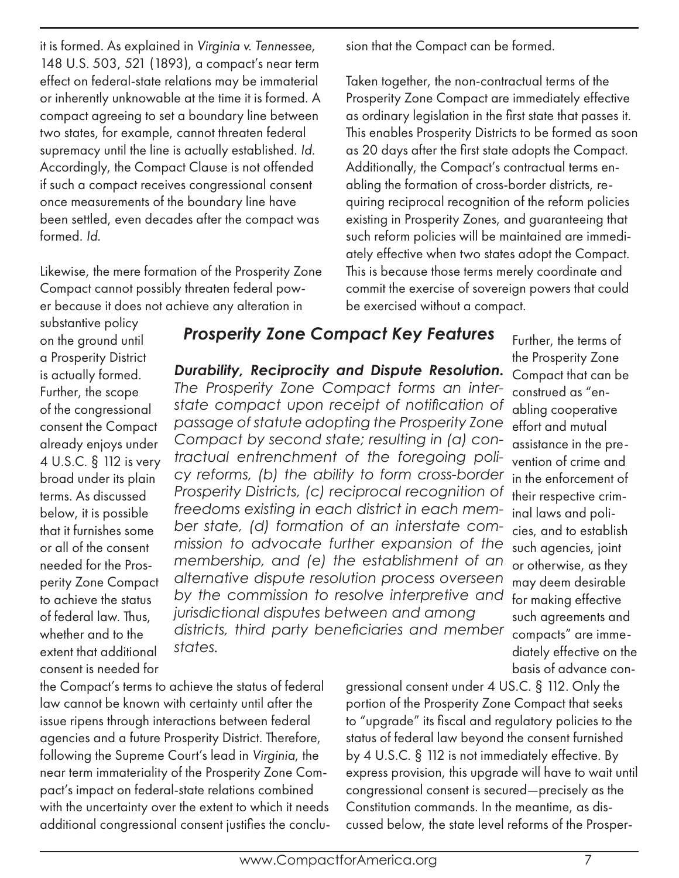it is formed. As explained in *Virginia v. Tennessee*, 148 U.S. 503, 521 (1893), a compact's near term effect on federal-state relations may be immaterial or inherently unknowable at the time it is formed. A compact agreeing to set a boundary line between two states, for example, cannot threaten federal supremacy until the line is actually established. *Id.* Accordingly, the Compact Clause is not offended if such a compact receives congressional consent once measurements of the boundary line have been settled, even decades after the compact was formed. *Id.*

Likewise, the mere formation of the Prosperity Zone Compact cannot possibly threaten federal power because it does not achieve any alteration in substantive policy on the ground until a Prosperity District is actually formed. Further, the scope of the congressional consent the Compact already enjoys under 4 U.S.C. § 112 is very broad under its plain terms. As discussed below, it is possible that it furnishes some or all of the consent needed for the Prosperity Zone Compact to achieve the status of federal law. Thus, whether and to the extent that additional consent is needed for the Compact's terms to achieve the status of federal law cannot be known with certainty until after the issue ripens through interactions between federal agencies and a future Prosperity District. Therefore, following the Supreme Court's lead in *Virginia*, the near term immateriality of the Prosperity Zone Compact's impact on federal-state relations combined with the uncertainty over the extent to which it needs additional congressional consent justifies the conclusion that the Compact can be formed.

Taken together, the non-contractual terms of the Prosperity Zone Compact are immediately effective as ordinary legislation in the first state that passes it. This enables Prosperity Districts to be formed as soon as 20 days after the first state adopts the Compact. Additionally, the Compact's contractual terms enabling the formation of cross-border districts, requiring reciprocal recognition of the reform policies existing in Prosperity Zones, and guaranteeing that such reform policies will be maintained are immediately effective when two states adopt the Compact. This is because those terms merely coordinate and commit the exercise of sovereign powers that could be exercised without a compact.

> ### *Prosperity Zone Compact Key Features*
>
> ***Durability, Reciprocity and Dispute Resolution.*** *The Prosperity Zone Compact forms an interstate compact upon receipt of notification of passage of statute adopting the Prosperity Zone Compact by second state; resulting in (a) contractual entrenchment of the foregoing policy reforms, (b) the ability to form cross-border Prosperity Districts, (c) reciprocal recognition of freedoms existing in each district in each member state, (d) formation of an interstate commission to advocate further expansion of the membership, and (e) the establishment of an alternative dispute resolution process overseen by the commission to resolve interpretive and jurisdictional disputes between and among districts, third party beneficiaries and member states.*

Further, the terms of the Prosperity Zone Compact that can be construed as "enabling cooperative effort and mutual assistance in the prevention of crime and in the enforcement of their respective criminal laws and policies, and to establish such agencies, joint or otherwise, as they may deem desirable for making effective such agreements and compacts" are immediately effective on the basis of advance congressional consent under 4 US.C. § 112. Only the portion of the Prosperity Zone Compact that seeks to "upgrade" its fiscal and regulatory policies to the status of federal law beyond the consent furnished by 4 U.S.C. § 112 is not immediately effective. By express provision, this upgrade will have to wait until congressional consent is secured—precisely as the Constitution commands. In the meantime, as discussed below, the state level reforms of the Prosper-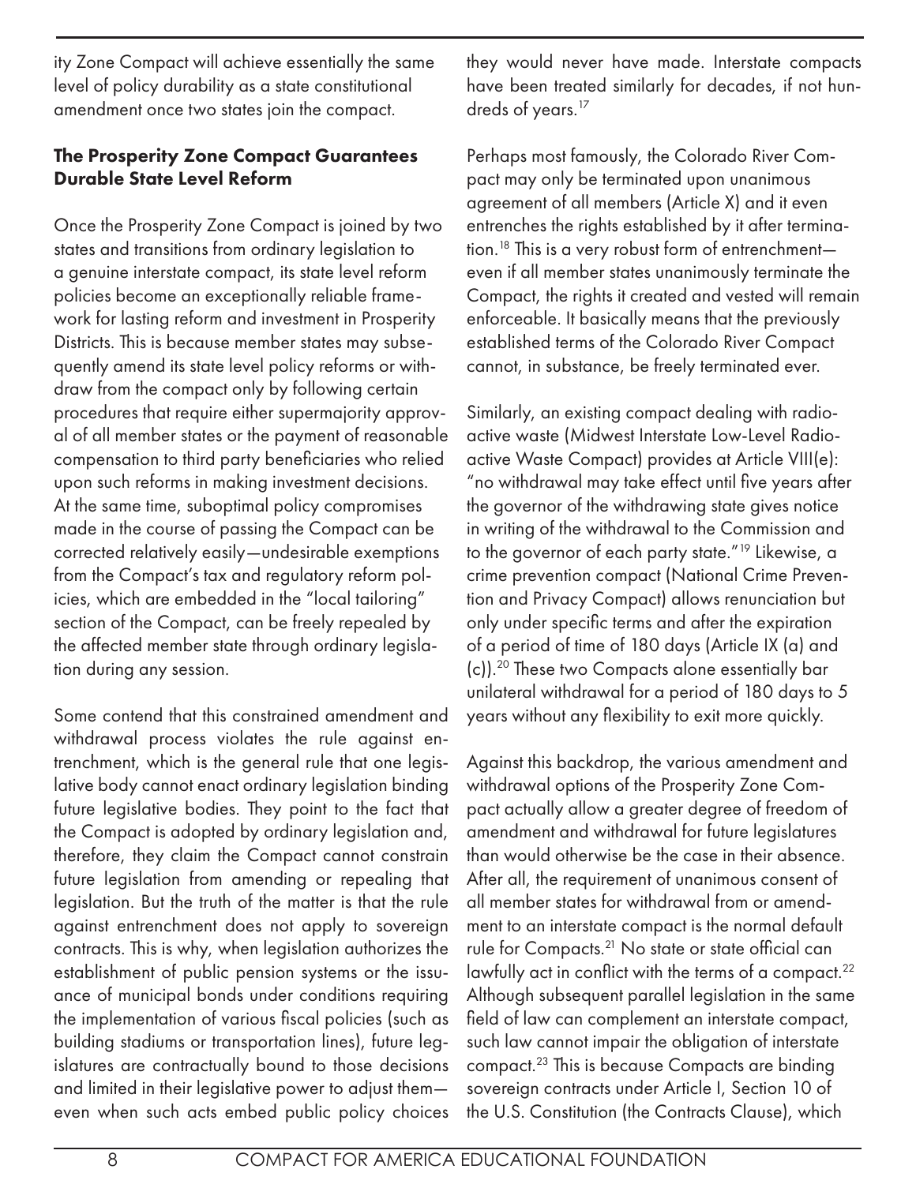ity Zone Compact will achieve essentially the same level of policy durability as a state constitutional amendment once two states join the compact.

### The Prosperity Zone Compact Guarantees Durable State Level Reform

Once the Prosperity Zone Compact is joined by two states and transitions from ordinary legislation to a genuine interstate compact, its state level reform policies become an exceptionally reliable framework for lasting reform and investment in Prosperity Districts. This is because member states may subsequently amend its state level policy reforms or withdraw from the compact only by following certain procedures that require either supermajority approval of all member states or the payment of reasonable compensation to third party beneficiaries who relied upon such reforms in making investment decisions. At the same time, suboptimal policy compromises made in the course of passing the Compact can be corrected relatively easily—undesirable exemptions from the Compact's tax and regulatory reform policies, which are embedded in the "local tailoring" section of the Compact, can be freely repealed by the affected member state through ordinary legislation during any session.

Some contend that this constrained amendment and withdrawal process violates the rule against entrenchment, which is the general rule that one legislative body cannot enact ordinary legislation binding future legislative bodies. They point to the fact that the Compact is adopted by ordinary legislation and, therefore, they claim the Compact cannot constrain future legislation from amending or repealing that legislation. But the truth of the matter is that the rule against entrenchment does not apply to sovereign contracts. This is why, when legislation authorizes the establishment of public pension systems or the issuance of municipal bonds under conditions requiring the implementation of various fiscal policies (such as building stadiums or transportation lines), future legislatures are contractually bound to those decisions and limited in their legislative power to adjust them—even when such acts embed public policy choices they would never have made. Interstate compacts have been treated similarly for decades, if not hundreds of years.[17]

Perhaps most famously, the Colorado River Compact may only be terminated upon unanimous agreement of all members (Article X) and it even entrenches the rights established by it after termination.[18] This is a very robust form of entrenchment—even if all member states unanimously terminate the Compact, the rights it created and vested will remain enforceable. It basically means that the previously established terms of the Colorado River Compact cannot, in substance, be freely terminated ever.

Similarly, an existing compact dealing with radioactive waste (Midwest Interstate Low-Level Radioactive Waste Compact) provides at Article VIII(e): "no withdrawal may take effect until five years after the governor of the withdrawing state gives notice in writing of the withdrawal to the Commission and to the governor of each party state."[19] Likewise, a crime prevention compact (National Crime Prevention and Privacy Compact) allows renunciation but only under specific terms and after the expiration of a period of time of 180 days (Article IX (a) and (c)).[20] These two Compacts alone essentially bar unilateral withdrawal for a period of 180 days to 5 years without any flexibility to exit more quickly.

Against this backdrop, the various amendment and withdrawal options of the Prosperity Zone Compact actually allow a greater degree of freedom of amendment and withdrawal for future legislatures than would otherwise be the case in their absence. After all, the requirement of unanimous consent of all member states for withdrawal from or amendment to an interstate compact is the normal default rule for Compacts.[21] No state or state official can lawfully act in conflict with the terms of a compact.[22] Although subsequent parallel legislation in the same field of law can complement an interstate compact, such law cannot impair the obligation of interstate compact.[23] This is because Compacts are binding sovereign contracts under Article I, Section 10 of the U.S. Constitution (the Contracts Clause), which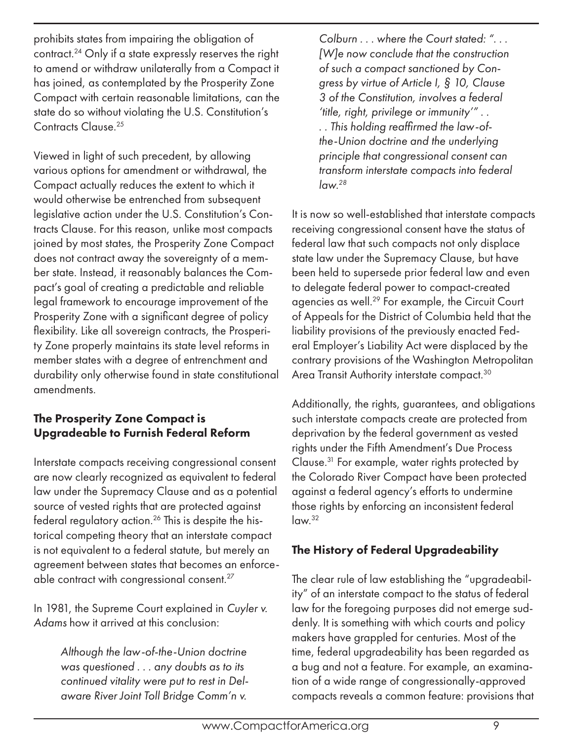prohibits states from impairing the obligation of contract.[24] Only if a state expressly reserves the right to amend or withdraw unilaterally from a Compact it has joined, as contemplated by the Prosperity Zone Compact with certain reasonable limitations, can the state do so without violating the U.S. Constitution's Contracts Clause.[25]

Viewed in light of such precedent, by allowing various options for amendment or withdrawal, the Compact actually reduces the extent to which it would otherwise be entrenched from subsequent legislative action under the U.S. Constitution's Contracts Clause. For this reason, unlike most compacts joined by most states, the Prosperity Zone Compact does not contract away the sovereignty of a member state. Instead, it reasonably balances the Compact's goal of creating a predictable and reliable legal framework to encourage improvement of the Prosperity Zone with a significant degree of policy flexibility. Like all sovereign contracts, the Prosperity Zone properly maintains its state level reforms in member states with a degree of entrenchment and durability only otherwise found in state constitutional amendments.

### The Prosperity Zone Compact is Upgradeable to Furnish Federal Reform

Interstate compacts receiving congressional consent are now clearly recognized as equivalent to federal law under the Supremacy Clause and as a potential source of vested rights that are protected against federal regulatory action.[26] This is despite the historical competing theory that an interstate compact is not equivalent to a federal statute, but merely an agreement between states that becomes an enforceable contract with congressional consent.[27]

In 1981, the Supreme Court explained in *Cuyler v. Adams* how it arrived at this conclusion:

> *Although the law-of-the-Union doctrine was questioned . . . any doubts as to its continued vitality were put to rest in Delaware River Joint Toll Bridge Comm'n v. Colburn . . . where the Court stated: ". . . [W]e now conclude that the construction of such a compact sanctioned by Congress by virtue of Article I, § 10, Clause 3 of the Constitution, involves a federal 'title, right, privilege or immunity'" . . . This holding reaffirmed the law-of-the-Union doctrine and the underlying principle that congressional consent can transform interstate compacts into federal law.*[28]

It is now so well-established that interstate compacts receiving congressional consent have the status of federal law that such compacts not only displace state law under the Supremacy Clause, but have been held to supersede prior federal law and even to delegate federal power to compact-created agencies as well.[29] For example, the Circuit Court of Appeals for the District of Columbia held that the liability provisions of the previously enacted Federal Employer's Liability Act were displaced by the contrary provisions of the Washington Metropolitan Area Transit Authority interstate compact.[30]

Additionally, the rights, guarantees, and obligations such interstate compacts create are protected from deprivation by the federal government as vested rights under the Fifth Amendment's Due Process Clause.[31] For example, water rights protected by the Colorado River Compact have been protected against a federal agency's efforts to undermine those rights by enforcing an inconsistent federal law.[32]

### The History of Federal Upgradeability

The clear rule of law establishing the "upgradeability" of an interstate compact to the status of federal law for the foregoing purposes did not emerge suddenly. It is something with which courts and policy makers have grappled for centuries. Most of the time, federal upgradeability has been regarded as a bug and not a feature. For example, an examination of a wide range of congressionally-approved compacts reveals a common feature: provisions that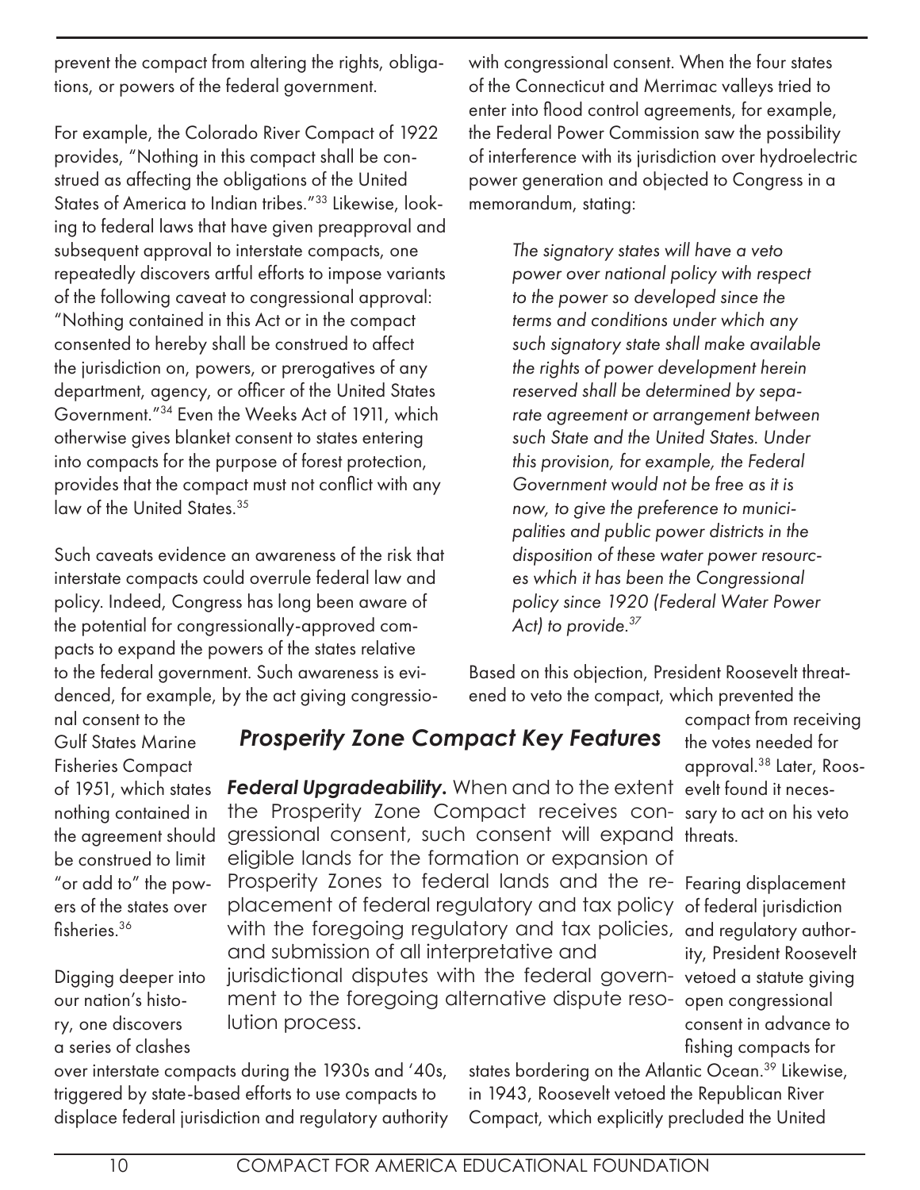prevent the compact from altering the rights, obligations, or powers of the federal government.

For example, the Colorado River Compact of 1922 provides, "Nothing in this compact shall be construed as affecting the obligations of the United States of America to Indian tribes."[33] Likewise, looking to federal laws that have given preapproval and subsequent approval to interstate compacts, one repeatedly discovers artful efforts to impose variants of the following caveat to congressional approval: "Nothing contained in this Act or in the compact consented to hereby shall be construed to affect the jurisdiction on, powers, or prerogatives of any department, agency, or officer of the United States Government."[34] Even the Weeks Act of 1911, which otherwise gives blanket consent to states entering into compacts for the purpose of forest protection, provides that the compact must not conflict with any law of the United States.[35]

Such caveats evidence an awareness of the risk that interstate compacts could overrule federal law and policy. Indeed, Congress has long been aware of the potential for congressionally-approved compacts to expand the powers of the states relative to the federal government. Such awareness is evidenced, for example, by the act giving congressional consent to the Gulf States Marine Fisheries Compact of 1951, which states nothing contained in the agreement should be construed to limit "or add to" the powers of the states over fisheries.[36]

Digging deeper into our nation's history, one discovers a series of clashes over interstate compacts during the 1930s and '40s, triggered by state-based efforts to use compacts to displace federal jurisdiction and regulatory authority with congressional consent. When the four states of the Connecticut and Merrimac valleys tried to enter into flood control agreements, for example, the Federal Power Commission saw the possibility of interference with its jurisdiction over hydroelectric power generation and objected to Congress in a memorandum, stating:

> *The signatory states will have a veto power over national policy with respect to the power so developed since the terms and conditions under which any such signatory state shall make available the rights of power development herein reserved shall be determined by separate agreement or arrangement between such State and the United States. Under this provision, for example, the Federal Government would not be free as it is now, to give the preference to municipalities and public power districts in the disposition of these water power resources which it has been the Congressional policy since 1920 (Federal Water Power Act) to provide.*[37]

Based on this objection, President Roosevelt threatened to veto the compact, which prevented the compact from receiving the votes needed for approval.[38] Later, Roosevelt found it necessary to act on his veto threats.

Fearing displacement of federal jurisdiction and regulatory authority, President Roosevelt vetoed a statute giving open congressional consent in advance to fishing compacts for states bordering on the Atlantic Ocean.[39] Likewise, in 1943, Roosevelt vetoed the Republican River Compact, which explicitly precluded the United

### *Prosperity Zone Compact Key Features*

***Federal Upgradeability.*** When and to the extent the Prosperity Zone Compact receives congressional consent, such consent will expand eligible lands for the formation or expansion of Prosperity Zones to federal lands and the replacement of federal regulatory and tax policy with the foregoing regulatory and tax policies, and submission of all interpretative and jurisdictional disputes with the federal government to the foregoing alternative dispute resolution process.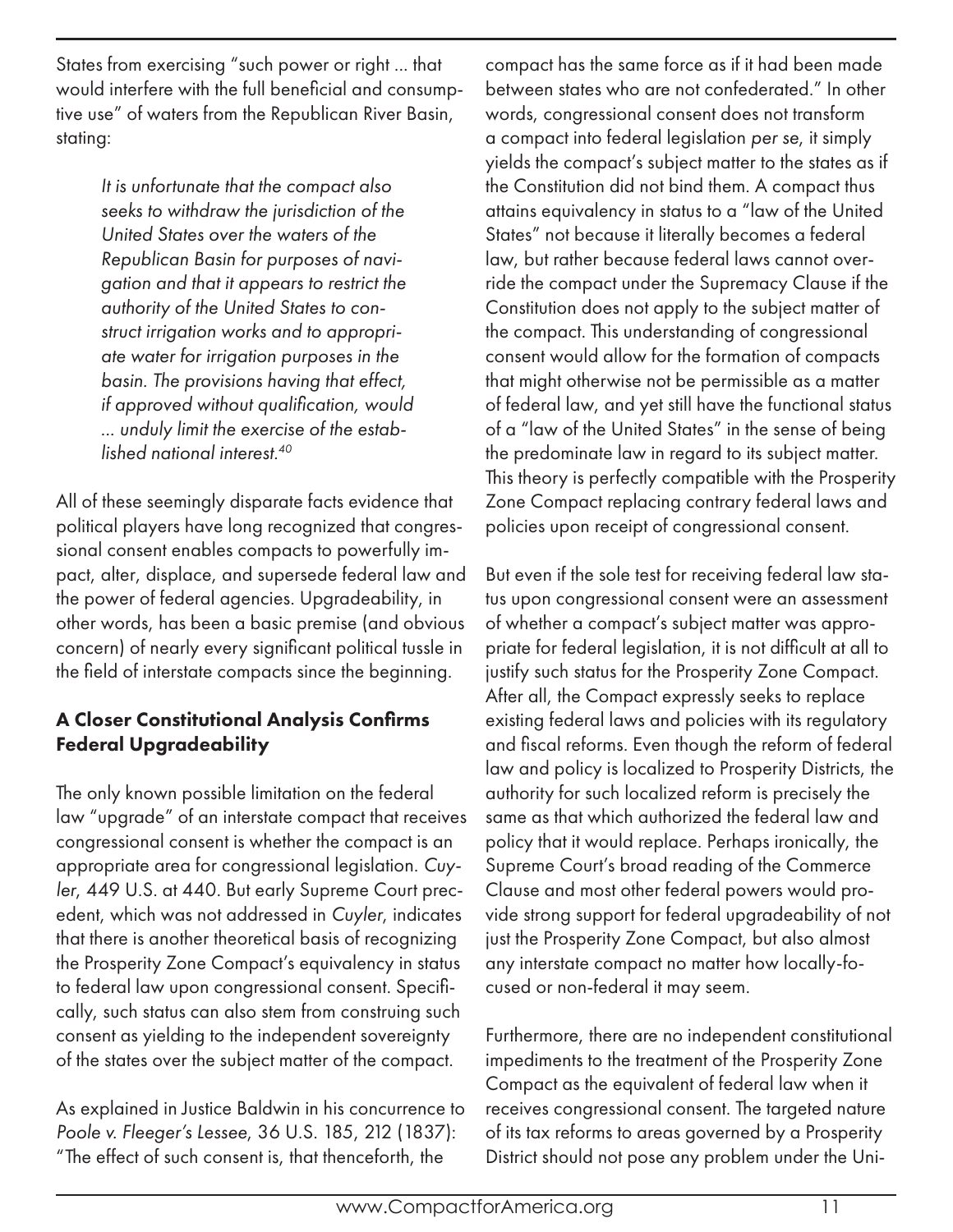States from exercising "such power or right ... that would interfere with the full beneficial and consumptive use" of waters from the Republican River Basin, stating:

> *It is unfortunate that the compact also seeks to withdraw the jurisdiction of the United States over the waters of the Republican Basin for purposes of navigation and that it appears to restrict the authority of the United States to construct irrigation works and to appropriate water for irrigation purposes in the basin. The provisions having that effect, if approved without qualification, would ... unduly limit the exercise of the established national interest.*[40]

All of these seemingly disparate facts evidence that political players have long recognized that congressional consent enables compacts to powerfully impact, alter, displace, and supersede federal law and the power of federal agencies. Upgradeability, in other words, has been a basic premise (and obvious concern) of nearly every significant political tussle in the field of interstate compacts since the beginning.

### A Closer Constitutional Analysis Confirms Federal Upgradeability

The only known possible limitation on the federal law "upgrade" of an interstate compact that receives congressional consent is whether the compact is an appropriate area for congressional legislation. *Cuyler*, 449 U.S. at 440. But early Supreme Court precedent, which was not addressed in *Cuyler*, indicates that there is another theoretical basis of recognizing the Prosperity Zone Compact's equivalency in status to federal law upon congressional consent. Specifically, such status can also stem from construing such consent as yielding to the independent sovereignty of the states over the subject matter of the compact.

As explained in Justice Baldwin in his concurrence to *Poole v. Fleeger's Lessee*, 36 U.S. 185, 212 (1837): "The effect of such consent is, that thenceforth, the compact has the same force as if it had been made between states who are not confederated." In other words, congressional consent does not transform a compact into federal legislation *per se*, it simply yields the compact's subject matter to the states as if the Constitution did not bind them. A compact thus attains equivalency in status to a "law of the United States" not because it literally becomes a federal law, but rather because federal laws cannot override the compact under the Supremacy Clause if the Constitution does not apply to the subject matter of the compact. This understanding of congressional consent would allow for the formation of compacts that might otherwise not be permissible as a matter of federal law, and yet still have the functional status of a "law of the United States" in the sense of being the predominate law in regard to its subject matter. This theory is perfectly compatible with the Prosperity Zone Compact replacing contrary federal laws and policies upon receipt of congressional consent.

But even if the sole test for receiving federal law status upon congressional consent were an assessment of whether a compact's subject matter was appropriate for federal legislation, it is not difficult at all to justify such status for the Prosperity Zone Compact. After all, the Compact expressly seeks to replace existing federal laws and policies with its regulatory and fiscal reforms. Even though the reform of federal law and policy is localized to Prosperity Districts, the authority for such localized reform is precisely the same as that which authorized the federal law and policy that it would replace. Perhaps ironically, the Supreme Court's broad reading of the Commerce Clause and most other federal powers would provide strong support for federal upgradeability of not just the Prosperity Zone Compact, but also almost any interstate compact no matter how locally-focused or non-federal it may seem.

Furthermore, there are no independent constitutional impediments to the treatment of the Prosperity Zone Compact as the equivalent of federal law when it receives congressional consent. The targeted nature of its tax reforms to areas governed by a Prosperity District should not pose any problem under the Uni-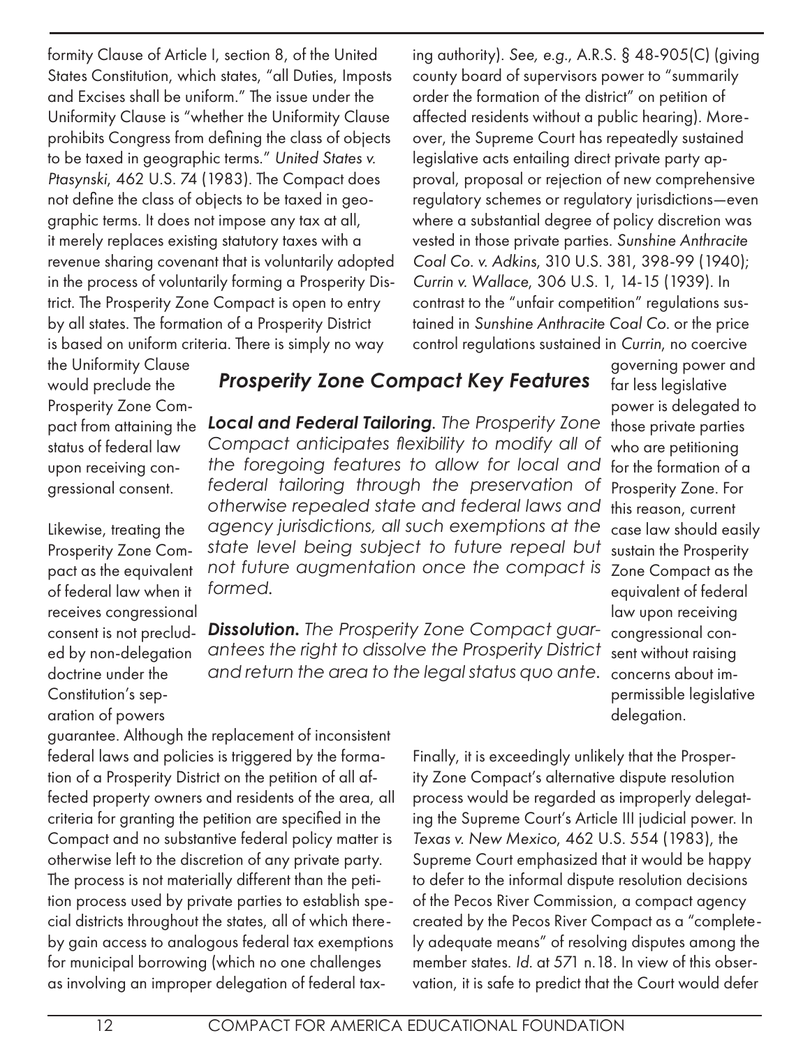formity Clause of Article I, section 8, of the United States Constitution, which states, "all Duties, Imposts and Excises shall be uniform." The issue under the Uniformity Clause is "whether the Uniformity Clause prohibits Congress from defining the class of objects to be taxed in geographic terms." *United States v. Ptasynski*, 462 U.S. 74 (1983). The Compact does not define the class of objects to be taxed in geographic terms. It does not impose any tax at all, it merely replaces existing statutory taxes with a revenue sharing covenant that is voluntarily adopted in the process of voluntarily forming a Prosperity District. The Prosperity Zone Compact is open to entry by all states. The formation of a Prosperity District is based on uniform criteria. There is simply no way the Uniformity Clause would preclude the Prosperity Zone Compact from attaining the status of federal law upon receiving congressional consent.

Likewise, treating the Prosperity Zone Compact as the equivalent of federal law when it receives congressional consent is not precluded by non-delegation doctrine under the Constitution's separation of powers guarantee. Although the replacement of inconsistent federal laws and policies is triggered by the formation of a Prosperity District on the petition of all affected property owners and residents of the area, all criteria for granting the petition are specified in the Compact and no substantive federal policy matter is otherwise left to the discretion of any private party. The process is not materially different than the petition process used by private parties to establish special districts throughout the states, all of which thereby gain access to analogous federal tax exemptions for municipal borrowing (which no one challenges as involving an improper delegation of federal taxing authority). *See, e.g.*, A.R.S. § 48-905(C) (giving county board of supervisors power to "summarily order the formation of the district" on petition of affected residents without a public hearing). Moreover, the Supreme Court has repeatedly sustained legislative acts entailing direct private party approval, proposal or rejection of new comprehensive regulatory schemes or regulatory jurisdictions—even where a substantial degree of policy discretion was vested in those private parties. *Sunshine Anthracite Coal Co. v. Adkins*, 310 U.S. 381, 398-99 (1940); *Currin v. Wallace*, 306 U.S. 1, 14-15 (1939). In contrast to the "unfair competition" regulations sustained in *Sunshine Anthracite Coal Co.* or the price control regulations sustained in *Currin*, no coercive governing power and far less legislative power is delegated to those private parties who are petitioning for the formation of a Prosperity Zone. For this reason, current case law should easily sustain the Prosperity Zone Compact as the equivalent of federal law upon receiving congressional consent without raising concerns about impermissible legislative delegation.

## *Prosperity Zone Compact Key Features*

***Local and Federal Tailoring.*** *The Prosperity Zone Compact anticipates flexibility to modify all of the foregoing features to allow for local and federal tailoring through the preservation of otherwise repealed state and federal laws and agency jurisdictions, all such exemptions at the state level being subject to future repeal but not future augmentation once the compact is formed.*

***Dissolution.*** *The Prosperity Zone Compact guarantees the right to dissolve the Prosperity District and return the area to the legal status quo ante.*

Finally, it is exceedingly unlikely that the Prosperity Zone Compact's alternative dispute resolution process would be regarded as improperly delegating the Supreme Court's Article III judicial power. In *Texas v. New Mexico*, 462 U.S. 554 (1983), the Supreme Court emphasized that it would be happy to defer to the informal dispute resolution decisions of the Pecos River Commission, a compact agency created by the Pecos River Compact as a "completely adequate means" of resolving disputes among the member states. *Id.* at 571 n.18. In view of this observation, it is safe to predict that the Court would defer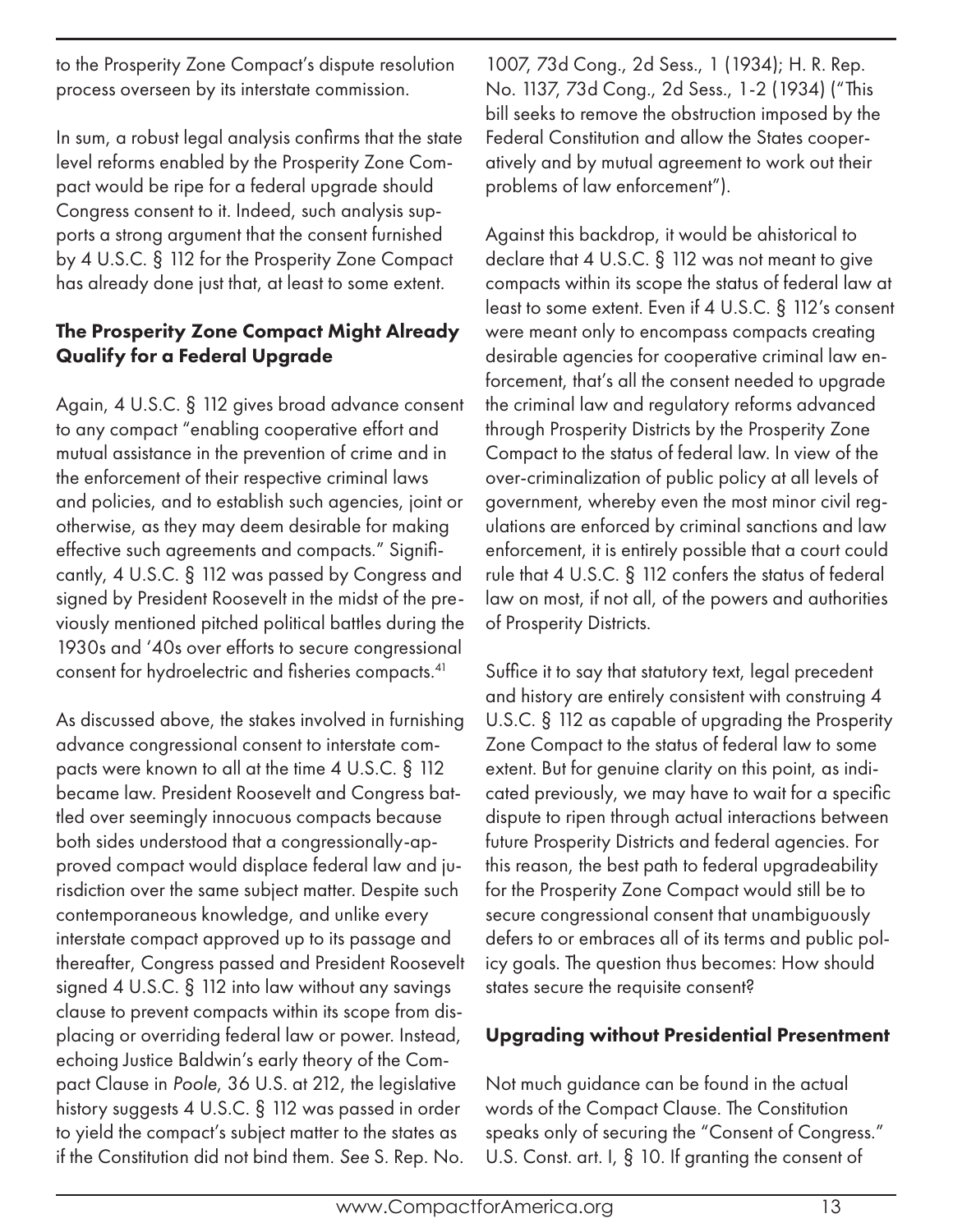to the Prosperity Zone Compact's dispute resolution process overseen by its interstate commission.

In sum, a robust legal analysis confirms that the state level reforms enabled by the Prosperity Zone Compact would be ripe for a federal upgrade should Congress consent to it. Indeed, such analysis supports a strong argument that the consent furnished by 4 U.S.C. § 112 for the Prosperity Zone Compact has already done just that, at least to some extent.

### The Prosperity Zone Compact Might Already Qualify for a Federal Upgrade

Again, 4 U.S.C. § 112 gives broad advance consent to any compact "enabling cooperative effort and mutual assistance in the prevention of crime and in the enforcement of their respective criminal laws and policies, and to establish such agencies, joint or otherwise, as they may deem desirable for making effective such agreements and compacts." Significantly, 4 U.S.C. § 112 was passed by Congress and signed by President Roosevelt in the midst of the previously mentioned pitched political battles during the 1930s and '40s over efforts to secure congressional consent for hydroelectric and fisheries compacts.[41]

As discussed above, the stakes involved in furnishing advance congressional consent to interstate compacts were known to all at the time 4 U.S.C. § 112 became law. President Roosevelt and Congress battled over seemingly innocuous compacts because both sides understood that a congressionally-approved compact would displace federal law and jurisdiction over the same subject matter. Despite such contemporaneous knowledge, and unlike every interstate compact approved up to its passage and thereafter, Congress passed and President Roosevelt signed 4 U.S.C. § 112 into law without any savings clause to prevent compacts within its scope from displacing or overriding federal law or power. Instead, echoing Justice Baldwin's early theory of the Compact Clause in *Poole*, 36 U.S. at 212, the legislative history suggests 4 U.S.C. § 112 was passed in order to yield the compact's subject matter to the states as if the Constitution did not bind them. *See* S. Rep. No. 1007, 73d Cong., 2d Sess., 1 (1934); H. R. Rep. No. 1137, 73d Cong., 2d Sess., 1-2 (1934) ("This bill seeks to remove the obstruction imposed by the Federal Constitution and allow the States cooperatively and by mutual agreement to work out their problems of law enforcement").

Against this backdrop, it would be ahistorical to declare that 4 U.S.C. § 112 was not meant to give compacts within its scope the status of federal law at least to some extent. Even if 4 U.S.C. § 112's consent were meant only to encompass compacts creating desirable agencies for cooperative criminal law enforcement, that's all the consent needed to upgrade the criminal law and regulatory reforms advanced through Prosperity Districts by the Prosperity Zone Compact to the status of federal law. In view of the over-criminalization of public policy at all levels of government, whereby even the most minor civil regulations are enforced by criminal sanctions and law enforcement, it is entirely possible that a court could rule that 4 U.S.C. § 112 confers the status of federal law on most, if not all, of the powers and authorities of Prosperity Districts.

Suffice it to say that statutory text, legal precedent and history are entirely consistent with construing 4 U.S.C. § 112 as capable of upgrading the Prosperity Zone Compact to the status of federal law to some extent. But for genuine clarity on this point, as indicated previously, we may have to wait for a specific dispute to ripen through actual interactions between future Prosperity Districts and federal agencies. For this reason, the best path to federal upgradeability for the Prosperity Zone Compact would still be to secure congressional consent that unambiguously defers to or embraces all of its terms and public policy goals. The question thus becomes: How should states secure the requisite consent?

### Upgrading without Presidential Presentment

Not much guidance can be found in the actual words of the Compact Clause. The Constitution speaks only of securing the "Consent of Congress." U.S. Const. art. I, § 10. If granting the consent of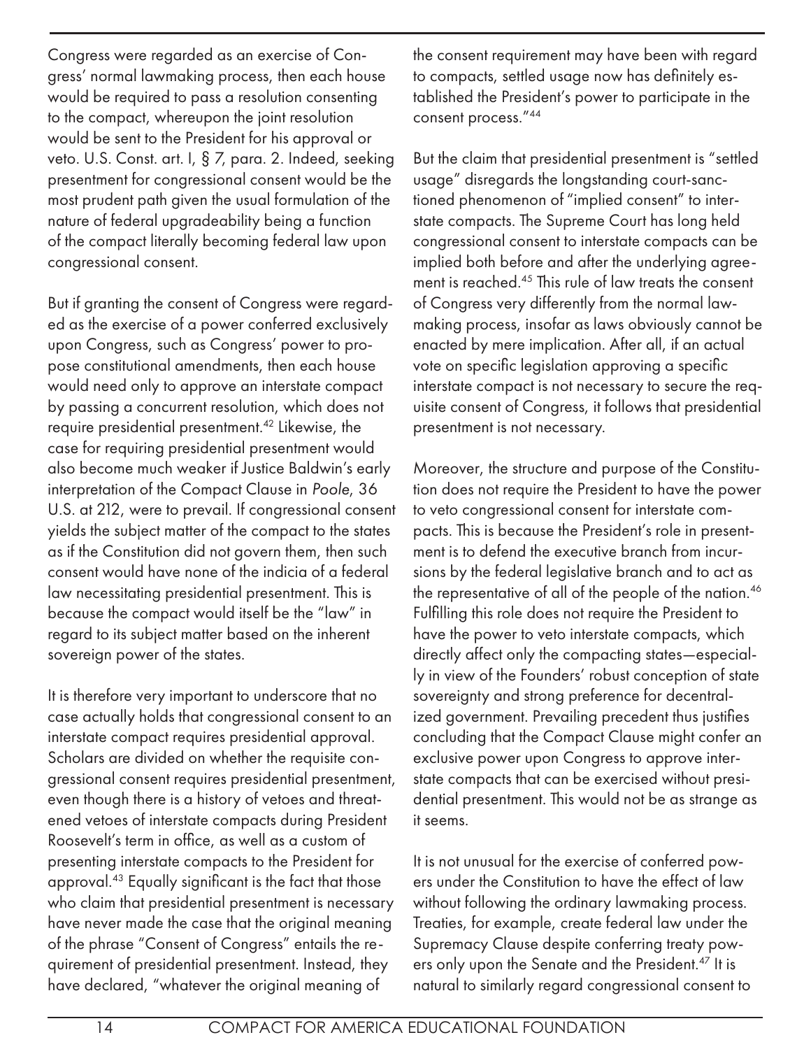Congress were regarded as an exercise of Congress' normal lawmaking process, then each house would be required to pass a resolution consenting to the compact, whereupon the joint resolution would be sent to the President for his approval or veto. U.S. Const. art. I, § 7, para. 2. Indeed, seeking presentment for congressional consent would be the most prudent path given the usual formulation of the nature of federal upgradeability being a function of the compact literally becoming federal law upon congressional consent.

But if granting the consent of Congress were regarded as the exercise of a power conferred exclusively upon Congress, such as Congress' power to propose constitutional amendments, then each house would need only to approve an interstate compact by passing a concurrent resolution, which does not require presidential presentment.[42] Likewise, the case for requiring presidential presentment would also become much weaker if Justice Baldwin's early interpretation of the Compact Clause in *Poole*, 36 U.S. at 212, were to prevail. If congressional consent yields the subject matter of the compact to the states as if the Constitution did not govern them, then such consent would have none of the indicia of a federal law necessitating presidential presentment. This is because the compact would itself be the "law" in regard to its subject matter based on the inherent sovereign power of the states.

It is therefore very important to underscore that no case actually holds that congressional consent to an interstate compact requires presidential approval. Scholars are divided on whether the requisite congressional consent requires presidential presentment, even though there is a history of vetoes and threatened vetoes of interstate compacts during President Roosevelt's term in office, as well as a custom of presenting interstate compacts to the President for approval.[43] Equally significant is the fact that those who claim that presidential presentment is necessary have never made the case that the original meaning of the phrase "Consent of Congress" entails the requirement of presidential presentment. Instead, they have declared, "whatever the original meaning of the consent requirement may have been with regard to compacts, settled usage now has definitely established the President's power to participate in the consent process."[44]

But the claim that presidential presentment is "settled usage" disregards the longstanding court-sanctioned phenomenon of "implied consent" to interstate compacts. The Supreme Court has long held congressional consent to interstate compacts can be implied both before and after the underlying agreement is reached.[45] This rule of law treats the consent of Congress very differently from the normal lawmaking process, insofar as laws obviously cannot be enacted by mere implication. After all, if an actual vote on specific legislation approving a specific interstate compact is not necessary to secure the requisite consent of Congress, it follows that presidential presentment is not necessary.

Moreover, the structure and purpose of the Constitution does not require the President to have the power to veto congressional consent for interstate compacts. This is because the President's role in presentment is to defend the executive branch from incursions by the federal legislative branch and to act as the representative of all of the people of the nation.[46] Fulfilling this role does not require the President to have the power to veto interstate compacts, which directly affect only the compacting states—especially in view of the Founders' robust conception of state sovereignty and strong preference for decentralized government. Prevailing precedent thus justifies concluding that the Compact Clause might confer an exclusive power upon Congress to approve interstate compacts that can be exercised without presidential presentment. This would not be as strange as it seems.

It is not unusual for the exercise of conferred powers under the Constitution to have the effect of law without following the ordinary lawmaking process. Treaties, for example, create federal law under the Supremacy Clause despite conferring treaty powers only upon the Senate and the President.[47] It is natural to similarly regard congressional consent to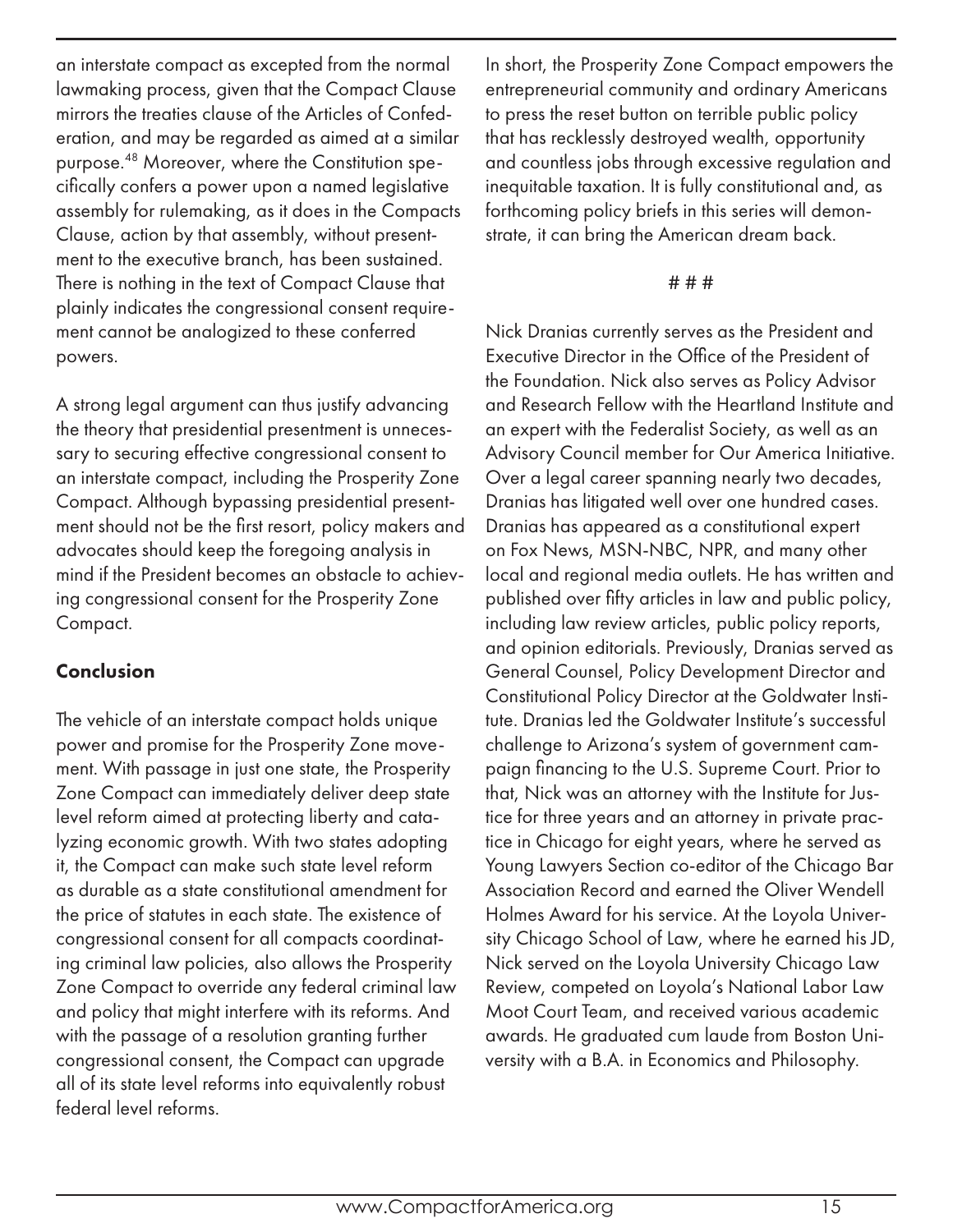an interstate compact as excepted from the normal lawmaking process, given that the Compact Clause mirrors the treaties clause of the Articles of Confederation, and may be regarded as aimed at a similar purpose.[48] Moreover, where the Constitution specifically confers a power upon a named legislative assembly for rulemaking, as it does in the Compacts Clause, action by that assembly, without presentment to the executive branch, has been sustained. There is nothing in the text of Compact Clause that plainly indicates the congressional consent requirement cannot be analogized to these conferred powers.

A strong legal argument can thus justify advancing the theory that presidential presentment is unnecessary to securing effective congressional consent to an interstate compact, including the Prosperity Zone Compact. Although bypassing presidential presentment should not be the first resort, policy makers and advocates should keep the foregoing analysis in mind if the President becomes an obstacle to achieving congressional consent for the Prosperity Zone Compact.

**Conclusion**

The vehicle of an interstate compact holds unique power and promise for the Prosperity Zone movement. With passage in just one state, the Prosperity Zone Compact can immediately deliver deep state level reform aimed at protecting liberty and catalyzing economic growth. With two states adopting it, the Compact can make such state level reform as durable as a state constitutional amendment for the price of statutes in each state. The existence of congressional consent for all compacts coordinating criminal law policies, also allows the Prosperity Zone Compact to override any federal criminal law and policy that might interfere with its reforms. And with the passage of a resolution granting further congressional consent, the Compact can upgrade all of its state level reforms into equivalently robust federal level reforms.

In short, the Prosperity Zone Compact empowers the entrepreneurial community and ordinary Americans to press the reset button on terrible public policy that has recklessly destroyed wealth, opportunity and countless jobs through excessive regulation and inequitable taxation. It is fully constitutional and, as forthcoming policy briefs in this series will demonstrate, it can bring the American dream back.

# # #

Nick Dranias currently serves as the President and Executive Director in the Office of the President of the Foundation. Nick also serves as Policy Advisor and Research Fellow with the Heartland Institute and an expert with the Federalist Society, as well as an Advisory Council member for Our America Initiative. Over a legal career spanning nearly two decades, Dranias has litigated well over one hundred cases. Dranias has appeared as a constitutional expert on Fox News, MSN-NBC, NPR, and many other local and regional media outlets. He has written and published over fifty articles in law and public policy, including law review articles, public policy reports, and opinion editorials. Previously, Dranias served as General Counsel, Policy Development Director and Constitutional Policy Director at the Goldwater Institute. Dranias led the Goldwater Institute's successful challenge to Arizona's system of government campaign financing to the U.S. Supreme Court. Prior to that, Nick was an attorney with the Institute for Justice for three years and an attorney in private practice in Chicago for eight years, where he served as Young Lawyers Section co-editor of the Chicago Bar Association Record and earned the Oliver Wendell Holmes Award for his service. At the Loyola University Chicago School of Law, where he earned his JD, Nick served on the Loyola University Chicago Law Review, competed on Loyola's National Labor Law Moot Court Team, and received various academic awards. He graduated cum laude from Boston University with a B.A. in Economics and Philosophy.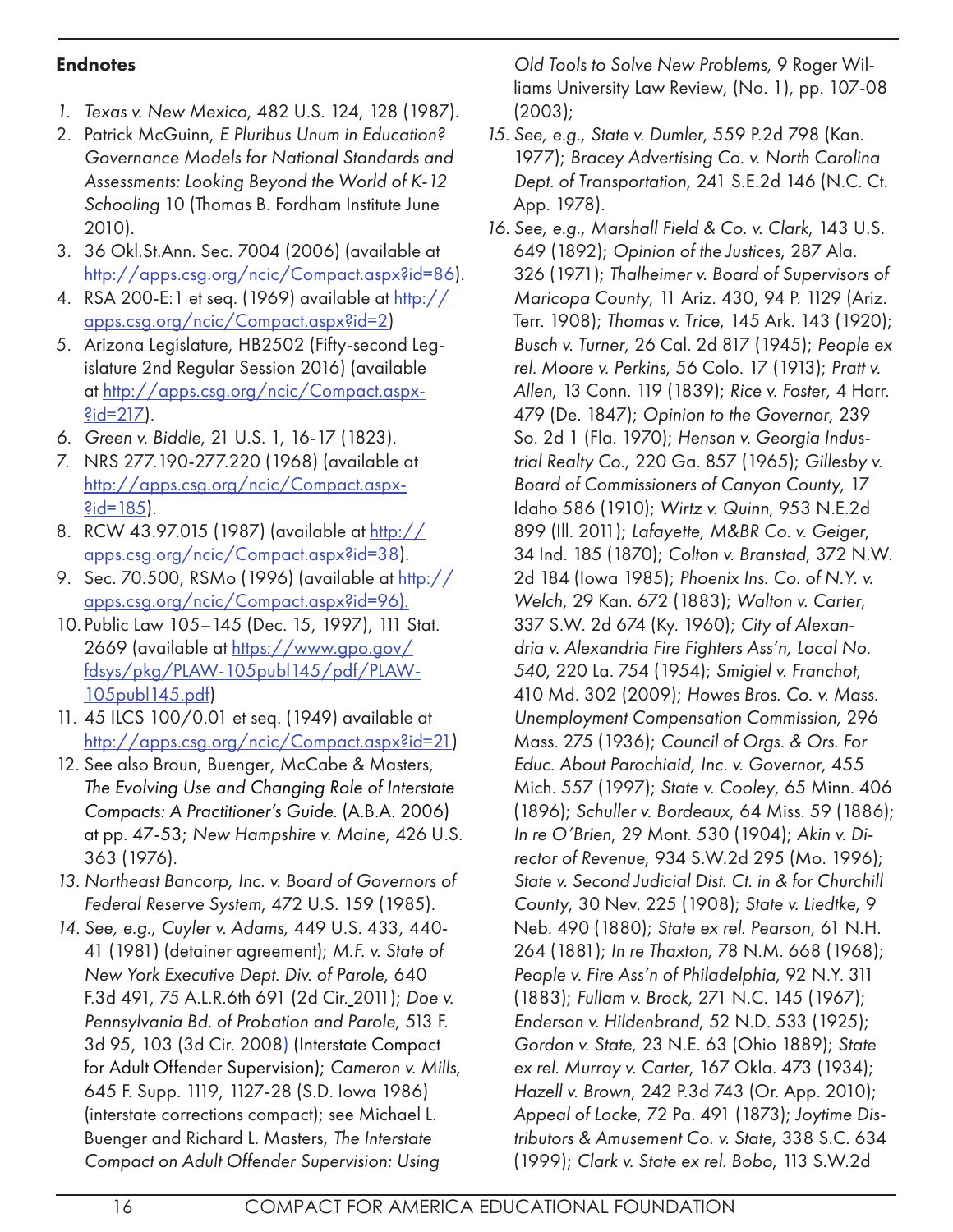## Endnotes

1. *Texas v. New Mexico*, 482 U.S. 124, 128 (1987).
2. Patrick McGuinn, *E Pluribus Unum in Education? Governance Models for National Standards and Assessments: Looking Beyond the World of K-12 Schooling* 10 (Thomas B. Fordham Institute June 2010).
3. 36 Okl.St.Ann. Sec. 7004 (2006) (available at http://apps.csg.org/ncic/Compact.aspx?id=86).
4. RSA 200-E:1 et seq. (1969) available at http://apps.csg.org/ncic/Compact.aspx?id=2)
5. Arizona Legislature, HB2502 (Fifty-second Legislature 2nd Regular Session 2016) (available at http://apps.csg.org/ncic/Compact.aspx?id=217).
6. *Green v. Biddle*, 21 U.S. 1, 16-17 (1823).
7. NRS 277.190-277.220 (1968) (available at http://apps.csg.org/ncic/Compact.aspx?id=185).
8. RCW 43.97.015 (1987) (available at http://apps.csg.org/ncic/Compact.aspx?id=38).
9. Sec. 70.500, RSMo (1996) (available at http://apps.csg.org/ncic/Compact.aspx?id=96).
10. Public Law 105–145 (Dec. 15, 1997), 111 Stat. 2669 (available at https://www.gpo.gov/fdsys/pkg/PLAW-105publ145/pdf/PLAW-105publ145.pdf)
11. 45 ILCS 100/0.01 et seq. (1949) available at http://apps.csg.org/ncic/Compact.aspx?id=21)
12. See also Broun, Buenger, McCabe & Masters, *The Evolving Use and Changing Role of Interstate Compacts: A Practitioner's Guide.* (A.B.A. 2006) at pp. 47-53; *New Hampshire v. Maine*, 426 U.S. 363 (1976).
13. *Northeast Bancorp, Inc. v. Board of Governors of Federal Reserve System*, 472 U.S. 159 (1985).
14. *See, e.g., Cuyler v. Adams*, 449 U.S. 433, 440-41 (1981) (detainer agreement); *M.F. v. State of New York Executive Dept. Div. of Parole*, 640 F.3d 491, 75 A.L.R.6th 691 (2d Cir. 2011); *Doe v. Pennsylvania Bd. of Probation and Parole*, 513 F. 3d 95, 103 (3d Cir. 2008) (Interstate Compact for Adult Offender Supervision); *Cameron v. Mills*, 645 F. Supp. 1119, 1127-28 (S.D. Iowa 1986) (interstate corrections compact); see Michael L. Buenger and Richard L. Masters, *The Interstate Compact on Adult Offender Supervision: Using Old Tools to Solve New Problems*, 9 Roger Williams University Law Review, (No. 1), pp. 107-08 (2003);
15. *See, e.g., State v. Dumler*, 559 P.2d 798 (Kan. 1977); *Bracey Advertising Co. v. North Carolina Dept. of Transportation*, 241 S.E.2d 146 (N.C. Ct. App. 1978).
16. *See, e.g., Marshall Field & Co. v. Clark*, 143 U.S. 649 (1892); *Opinion of the Justices*, 287 Ala. 326 (1971); *Thalheimer v. Board of Supervisors of Maricopa County*, 11 Ariz. 430, 94 P. 1129 (Ariz. Terr. 1908); *Thomas v. Trice*, 145 Ark. 143 (1920); *Busch v. Turner*, 26 Cal. 2d 817 (1945); *People ex rel. Moore v. Perkins*, 56 Colo. 17 (1913); *Pratt v. Allen*, 13 Conn. 119 (1839); *Rice v. Foster*, 4 Harr. 479 (De. 1847); *Opinion to the Governor*, 239 So. 2d 1 (Fla. 1970); *Henson v. Georgia Industrial Realty Co.*, 220 Ga. 857 (1965); *Gillesby v. Board of Commissioners of Canyon County*, 17 Idaho 586 (1910); *Wirtz v. Quinn*, 953 N.E.2d 899 (Ill. 2011); *Lafayette, M&BR Co. v. Geiger*, 34 Ind. 185 (1870); *Colton v. Branstad*, 372 N.W. 2d 184 (Iowa 1985); *Phoenix Ins. Co. of N.Y. v. Welch*, 29 Kan. 672 (1883); *Walton v. Carter*, 337 S.W. 2d 674 (Ky. 1960); *City of Alexandria v. Alexandria Fire Fighters Ass'n, Local No. 540*, 220 La. 754 (1954); *Smigiel v. Franchot*, 410 Md. 302 (2009); *Howes Bros. Co. v. Mass. Unemployment Compensation Commission*, 296 Mass. 275 (1936); *Council of Orgs. & Ors. For Educ. About Parochiaid, Inc. v. Governor*, 455 Mich. 557 (1997); *State v. Cooley*, 65 Minn. 406 (1896); *Schuller v. Bordeaux*, 64 Miss. 59 (1886); *In re O'Brien*, 29 Mont. 530 (1904); *Akin v. Director of Revenue*, 934 S.W.2d 295 (Mo. 1996); *State v. Second Judicial Dist. Ct. in & for Churchill County*, 30 Nev. 225 (1908); *State v. Liedtke*, 9 Neb. 490 (1880); *State ex rel. Pearson*, 61 N.H. 264 (1881); *In re Thaxton*, 78 N.M. 668 (1968); *People v. Fire Ass'n of Philadelphia*, 92 N.Y. 311 (1883); *Fullam v. Brock*, 271 N.C. 145 (1967); *Enderson v. Hildenbrand*, 52 N.D. 533 (1925); *Gordon v. State*, 23 N.E. 63 (Ohio 1889); *State ex rel. Murray v. Carter*, 167 Okla. 473 (1934); *Hazell v. Brown*, 242 P.3d 743 (Or. App. 2010); *Appeal of Locke*, 72 Pa. 491 (1873); *Joytime Distributors & Amusement Co. v. State*, 338 S.C. 634 (1999); *Clark v. State ex rel. Bobo*, 113 S.W.2d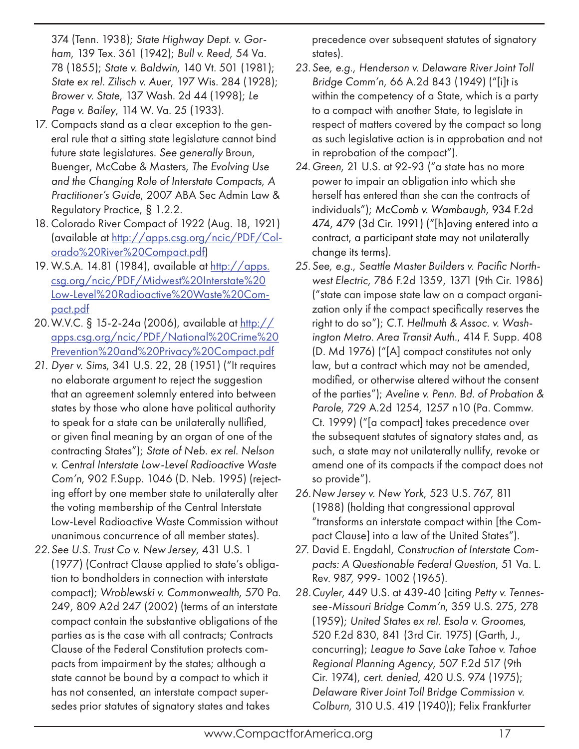374 (Tenn. 1938); *State Highway Dept. v. Gorham*, 139 Tex. 361 (1942); *Bull v. Reed*, 54 Va. 78 (1855); *State v. Baldwin*, 140 Vt. 501 (1981); *State ex rel. Zilisch v. Auer*, 197 Wis. 284 (1928); *Brower v. State*, 137 Wash. 2d 44 (1998); *Le Page v. Bailey*, 114 W. Va. 25 (1933).

17. Compacts stand as a clear exception to the general rule that a sitting state legislature cannot bind future state legislatures. *See generally* Broun, Buenger, McCabe & Masters, *The Evolving Use and the Changing Role of Interstate Compacts, A Practitioner's Guide*, 2007 ABA Sec Admin Law & Regulatory Practice, § 1.2.2.
18. Colorado River Compact of 1922 (Aug. 18, 1921) (available at http://apps.csg.org/ncic/PDF/Colorado%20River%20Compact.pdf)
19. W.S.A. 14.81 (1984), available at http://apps.csg.org/ncic/PDF/Midwest%20Interstate%20Low-Level%20Radioactive%20Waste%20Compact.pdf
20. W.V.C. § 15-2-24a (2006), available at http://apps.csg.org/ncic/PDF/National%20Crime%20Prevention%20and%20Privacy%20Compact.pdf
21. *Dyer v. Sims*, 341 U.S. 22, 28 (1951) ("It requires no elaborate argument to reject the suggestion that an agreement solemnly entered into between states by those who alone have political authority to speak for a state can be unilaterally nullified, or given final meaning by an organ of one of the contracting States"); *State of Neb. ex rel. Nelson v. Central Interstate Low-Level Radioactive Waste Com'n*, 902 F.Supp. 1046 (D. Neb. 1995) (rejecting effort by one member state to unilaterally alter the voting membership of the Central Interstate Low-Level Radioactive Waste Commission without unanimous concurrence of all member states).
22. *See U.S. Trust Co v. New Jersey*, 431 U.S. 1 (1977) (Contract Clause applied to state's obligation to bondholders in connection with interstate compact); *Wroblewski v. Commonwealth*, 570 Pa. 249, 809 A2d 247 (2002) (terms of an interstate compact contain the substantive obligations of the parties as is the case with all contracts; Contracts Clause of the Federal Constitution protects compacts from impairment by the states; although a state cannot be bound by a compact to which it has not consented, an interstate compact supersedes prior statutes of signatory states and takes precedence over subsequent statutes of signatory states).
23. *See, e.g., Henderson v. Delaware River Joint Toll Bridge Comm'n*, 66 A.2d 843 (1949) ("[i]t is within the competency of a State, which is a party to a compact with another State, to legislate in respect of matters covered by the compact so long as such legislative action is in approbation and not in reprobation of the compact").
24. *Green*, 21 U.S. at 92-93 ("a state has no more power to impair an obligation into which she herself has entered than she can the contracts of individuals"); *McComb v. Wambaugh*, 934 F.2d 474, 479 (3d Cir. 1991) ("[h]aving entered into a contract, a participant state may not unilaterally change its terms).
25. *See, e.g., Seattle Master Builders v. Pacific Northwest Electric*, 786 F.2d 1359, 1371 (9th Cir. 1986) ("state can impose state law on a compact organization only if the compact specifically reserves the right to do so"); *C.T. Hellmuth & Assoc. v. Washington Metro. Area Transit Auth.*, 414 F. Supp. 408 (D. Md 1976) ("[A] compact constitutes not only law, but a contract which may not be amended, modified, or otherwise altered without the consent of the parties"); *Aveline v. Penn. Bd. of Probation & Parole*, 729 A.2d 1254, 1257 n10 (Pa. Commw. Ct. 1999) ("[a compact] takes precedence over the subsequent statutes of signatory states and, as such, a state may not unilaterally nullify, revoke or amend one of its compacts if the compact does not so provide").
26. *New Jersey v. New York*, 523 U.S. 767, 811 (1988) (holding that congressional approval "transforms an interstate compact within [the Compact Clause] into a law of the United States").
27. David E. Engdahl, *Construction of Interstate Compacts: A Questionable Federal Question*, 51 Va. L. Rev. 987, 999- 1002 (1965).
28. *Cuyler*, 449 U.S. at 439-40 (citing *Petty v. Tennessee-Missouri Bridge Comm'n*, 359 U.S. 275, 278 (1959); *United States ex rel. Esola v. Groomes*, 520 F.2d 830, 841 (3rd Cir. 1975) (Garth, J., concurring); *League to Save Lake Tahoe v. Tahoe Regional Planning Agency*, 507 F.2d 517 (9th Cir. 1974), *cert. denied*, 420 U.S. 974 (1975); *Delaware River Joint Toll Bridge Commission v. Colburn*, 310 U.S. 419 (1940)); Felix Frankfurter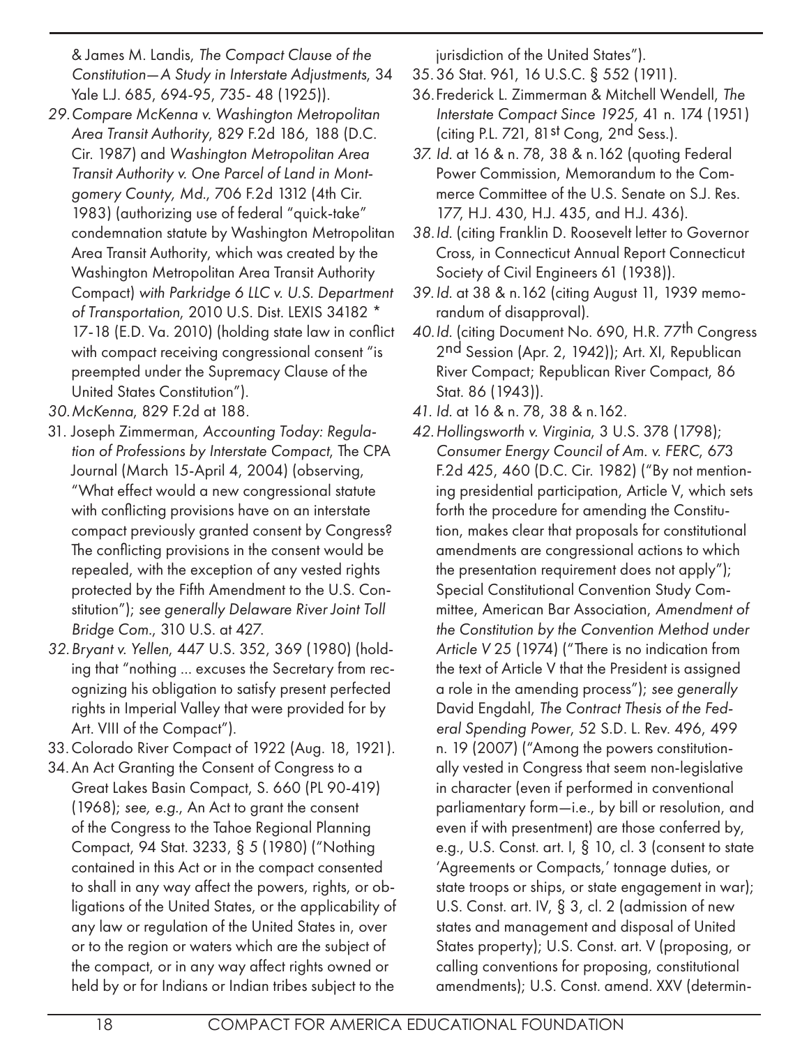& James M. Landis, *The Compact Clause of the Constitution—A Study in Interstate Adjustments*, 34 Yale L.J. 685, 694-95, 735- 48 (1925)).

29. *Compare McKenna v. Washington Metropolitan Area Transit Authority*, 829 F.2d 186, 188 (D.C. Cir. 1987) and *Washington Metropolitan Area Transit Authority v. One Parcel of Land in Montgomery County, Md.*, 706 F.2d 1312 (4th Cir. 1983) (authorizing use of federal "quick-take" condemnation statute by Washington Metropolitan Area Transit Authority, which was created by the Washington Metropolitan Area Transit Authority Compact) *with Parkridge 6 LLC v. U.S. Department of Transportation*, 2010 U.S. Dist. LEXIS 34182 * 17-18 (E.D. Va. 2010) (holding state law in conflict with compact receiving congressional consent "is preempted under the Supremacy Clause of the United States Constitution").
30. *McKenna*, 829 F.2d at 188.
31. Joseph Zimmerman, *Accounting Today: Regulation of Professions by Interstate Compact*, The CPA Journal (March 15-April 4, 2004) (observing, "What effect would a new congressional statute with conflicting provisions have on an interstate compact previously granted consent by Congress? The conflicting provisions in the consent would be repealed, with the exception of any vested rights protected by the Fifth Amendment to the U.S. Constitution"); *see generally Delaware River Joint Toll Bridge Com.*, 310 U.S. at 427.
32. *Bryant v. Yellen*, 447 U.S. 352, 369 (1980) (holding that "nothing ... excuses the Secretary from recognizing his obligation to satisfy present perfected rights in Imperial Valley that were provided for by Art. VIII of the Compact").
33. Colorado River Compact of 1922 (Aug. 18, 1921).
34. An Act Granting the Consent of Congress to a Great Lakes Basin Compact, S. 660 (PL 90-419) (1968); *see, e.g.*, An Act to grant the consent of the Congress to the Tahoe Regional Planning Compact, 94 Stat. 3233, § 5 (1980) ("Nothing contained in this Act or in the compact consented to shall in any way affect the powers, rights, or obligations of the United States, or the applicability of any law or regulation of the United States in, over or to the region or waters which are the subject of the compact, or in any way affect rights owned or held by or for Indians or Indian tribes subject to the jurisdiction of the United States").
35. 36 Stat. 961, 16 U.S.C. § 552 (1911).
36. Frederick L. Zimmerman & Mitchell Wendell, *The Interstate Compact Since 1925*, 41 n. 174 (1951) (citing P.L. 721, 81st Cong, 2nd Sess.).
37. *Id.* at 16 & n. 78, 38 & n.162 (quoting Federal Power Commission, Memorandum to the Commerce Committee of the U.S. Senate on S.J. Res. 177, H.J. 430, H.J. 435, and H.J. 436).
38. *Id.* (citing Franklin D. Roosevelt letter to Governor Cross, in Connecticut Annual Report Connecticut Society of Civil Engineers 61 (1938)).
39. *Id.* at 38 & n.162 (citing August 11, 1939 memorandum of disapproval).
40. *Id.* (citing Document No. 690, H.R. 77th Congress 2nd Session (Apr. 2, 1942)); Art. XI, Republican River Compact; Republican River Compact, 86 Stat. 86 (1943)).
41. *Id.* at 16 & n. 78, 38 & n.162.
42. *Hollingsworth v. Virginia*, 3 U.S. 378 (1798); *Consumer Energy Council of Am. v. FERC*, 673 F.2d 425, 460 (D.C. Cir. 1982) ("By not mentioning presidential participation, Article V, which sets forth the procedure for amending the Constitution, makes clear that proposals for constitutional amendments are congressional actions to which the presentation requirement does not apply"); Special Constitutional Convention Study Committee, American Bar Association, *Amendment of the Constitution by the Convention Method under Article V* 25 (1974) ("There is no indication from the text of Article V that the President is assigned a role in the amending process"); *see generally* David Engdahl, *The Contract Thesis of the Federal Spending Power*, 52 S.D. L. Rev. 496, 499 n. 19 (2007) ("Among the powers constitutionally vested in Congress that seem non-legislative in character (even if performed in conventional parliamentary form—i.e., by bill or resolution, and even if with presentment) are those conferred by, e.g., U.S. Const. art. I, § 10, cl. 3 (consent to state 'Agreements or Compacts,' tonnage duties, or state troops or ships, or state engagement in war); U.S. Const. art. IV, § 3, cl. 2 (admission of new states and management and disposal of United States property); U.S. Const. art. V (proposing, or calling conventions for proposing, constitutional amendments); U.S. Const. amend. XXV (determin-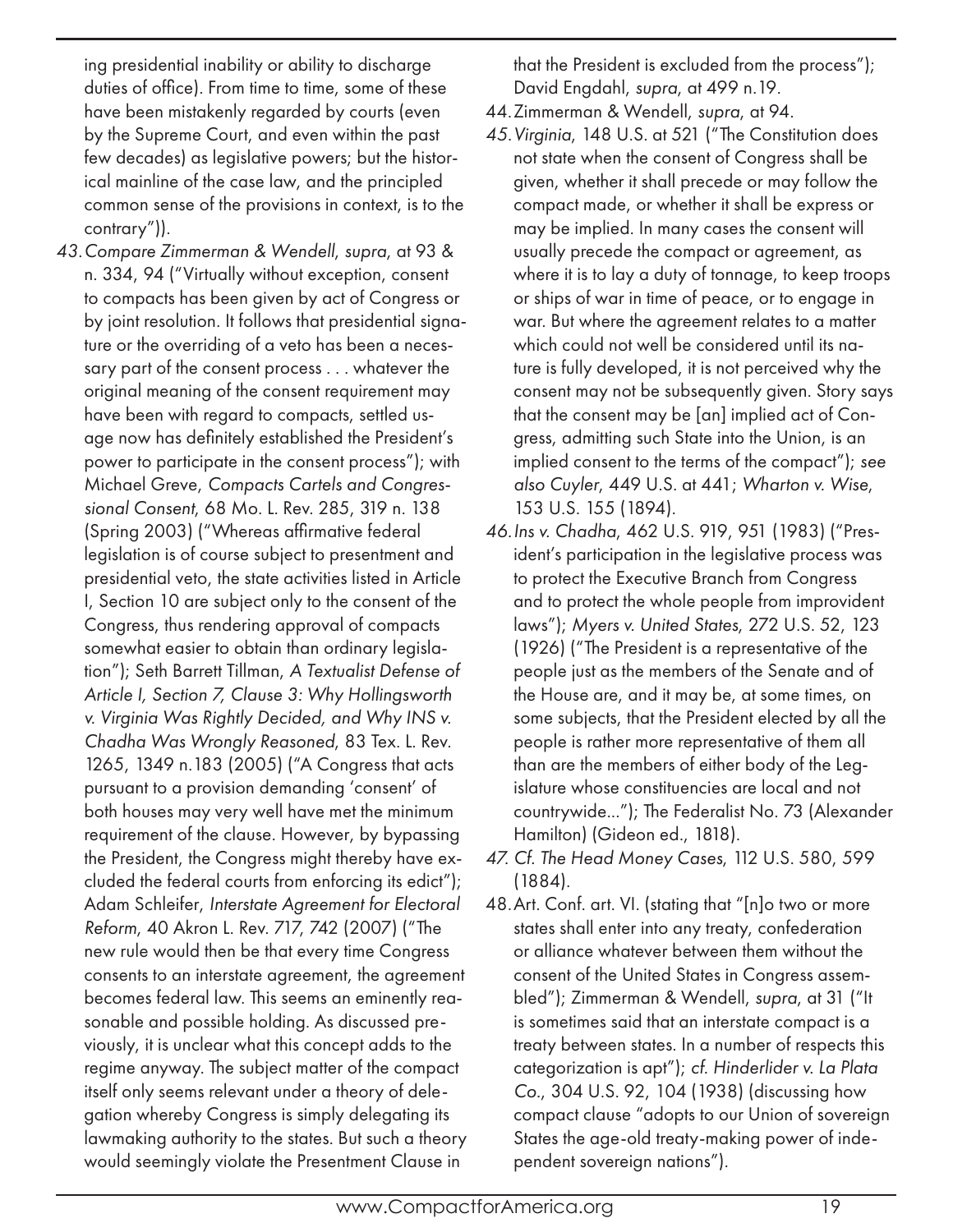ing presidential inability or ability to discharge duties of office). From time to time, some of these have been mistakenly regarded by courts (even by the Supreme Court, and even within the past few decades) as legislative powers; but the historical mainline of the case law, and the principled common sense of the provisions in context, is to the contrary")).

43. *Compare Zimmerman & Wendell*, *supra*, at 93 & n. 334, 94 ("Virtually without exception, consent to compacts has been given by act of Congress or by joint resolution. It follows that presidential signature or the overriding of a veto has been a necessary part of the consent process . . . whatever the original meaning of the consent requirement may have been with regard to compacts, settled usage now has definitely established the President's power to participate in the consent process"); with Michael Greve, *Compacts Cartels and Congressional Consent*, 68 Mo. L. Rev. 285, 319 n. 138 (Spring 2003) ("Whereas affirmative federal legislation is of course subject to presentment and presidential veto, the state activities listed in Article I, Section 10 are subject only to the consent of the Congress, thus rendering approval of compacts somewhat easier to obtain than ordinary legislation"); Seth Barrett Tillman, *A Textualist Defense of Article I, Section 7, Clause 3: Why Hollingsworth v. Virginia Was Rightly Decided, and Why INS v. Chadha Was Wrongly Reasoned*, 83 Tex. L. Rev. 1265, 1349 n.183 (2005) ("A Congress that acts pursuant to a provision demanding 'consent' of both houses may very well have met the minimum requirement of the clause. However, by bypassing the President, the Congress might thereby have excluded the federal courts from enforcing its edict"); Adam Schleifer, *Interstate Agreement for Electoral Reform*, 40 Akron L. Rev. 717, 742 (2007) ("The new rule would then be that every time Congress consents to an interstate agreement, the agreement becomes federal law. This seems an eminently reasonable and possible holding. As discussed previously, it is unclear what this concept adds to the regime anyway. The subject matter of the compact itself only seems relevant under a theory of delegation whereby Congress is simply delegating its lawmaking authority to the states. But such a theory would seemingly violate the Presentment Clause in that the President is excluded from the process"); David Engdahl, *supra*, at 499 n.19.

44. Zimmerman & Wendell, *supra*, at 94.

45. *Virginia*, 148 U.S. at 521 ("The Constitution does not state when the consent of Congress shall be given, whether it shall precede or may follow the compact made, or whether it shall be express or may be implied. In many cases the consent will usually precede the compact or agreement, as where it is to lay a duty of tonnage, to keep troops or ships of war in time of peace, or to engage in war. But where the agreement relates to a matter which could not well be considered until its nature is fully developed, it is not perceived why the consent may not be subsequently given. Story says that the consent may be [an] implied act of Congress, admitting such State into the Union, is an implied consent to the terms of the compact"); *see also Cuyler*, 449 U.S. at 441; *Wharton v. Wise*, 153 U.S. 155 (1894).

46. *Ins v. Chadha*, 462 U.S. 919, 951 (1983) ("President's participation in the legislative process was to protect the Executive Branch from Congress and to protect the whole people from improvident laws"); *Myers v. United States*, 272 U.S. 52, 123 (1926) ("The President is a representative of the people just as the members of the Senate and of the House are, and it may be, at some times, on some subjects, that the President elected by all the people is rather more representative of them all than are the members of either body of the Legislature whose constituencies are local and not countrywide..."); The Federalist No. 73 (Alexander Hamilton) (Gideon ed., 1818).

47. *Cf. The Head Money Cases*, 112 U.S. 580, 599 (1884).

48. Art. Conf. art. VI. (stating that "[n]o two or more states shall enter into any treaty, confederation or alliance whatever between them without the consent of the United States in Congress assembled"); Zimmerman & Wendell, *supra*, at 31 ("It is sometimes said that an interstate compact is a treaty between states. In a number of respects this categorization is apt"); *cf. Hinderlider v. La Plata Co.*, 304 U.S. 92, 104 (1938) (discussing how compact clause "adopts to our Union of sovereign States the age-old treaty-making power of independent sovereign nations").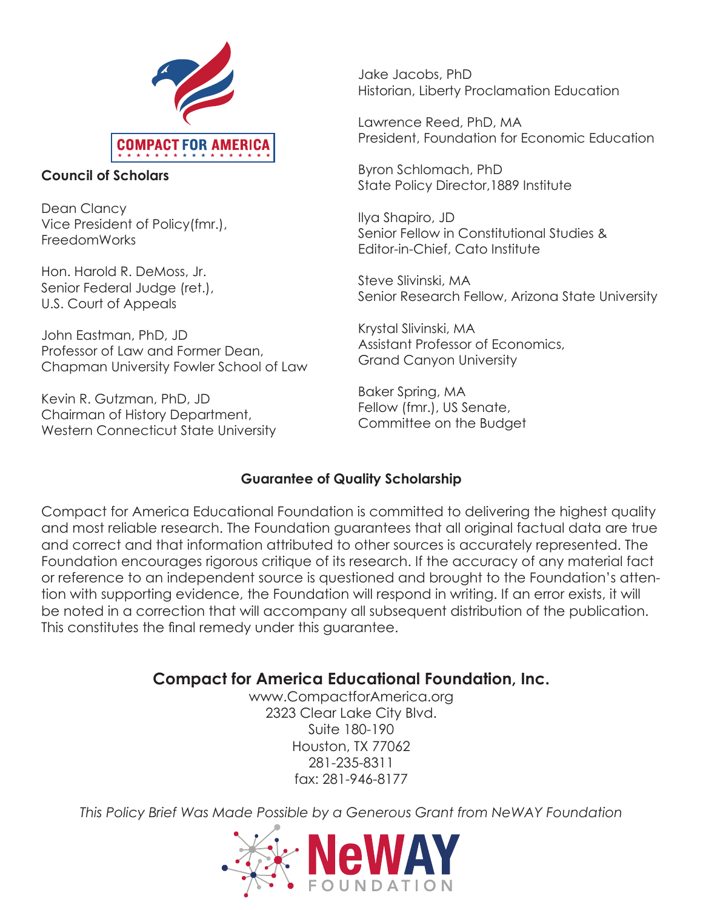COMPACT FOR AMERICA

## Council of Scholars

Dean Clancy
Vice President of Policy(fmr.),
FreedomWorks

Hon. Harold R. DeMoss, Jr.
Senior Federal Judge (ret.),
U.S. Court of Appeals

John Eastman, PhD, JD
Professor of Law and Former Dean,
Chapman University Fowler School of Law

Kevin R. Gutzman, PhD, JD
Chairman of History Department,
Western Connecticut State University

Jake Jacobs, PhD
Historian, Liberty Proclamation Education

Lawrence Reed, PhD, MA
President, Foundation for Economic Education

Byron Schlomach, PhD
State Policy Director,1889 Institute

Ilya Shapiro, JD
Senior Fellow in Constitutional Studies &
Editor-in-Chief, Cato Institute

Steve Slivinski, MA
Senior Research Fellow, Arizona State University

Krystal Slivinski, MA
Assistant Professor of Economics,
Grand Canyon University

Baker Spring, MA
Fellow (fmr.), US Senate,
Committee on the Budget

### Guarantee of Quality Scholarship

Compact for America Educational Foundation is committed to delivering the highest quality and most reliable research. The Foundation guarantees that all original factual data are true and correct and that information attributed to other sources is accurately represented. The Foundation encourages rigorous critique of its research. If the accuracy of any material fact or reference to an independent source is questioned and brought to the Foundation's attention with supporting evidence, the Foundation will respond in writing. If an error exists, it will be noted in a correction that will accompany all subsequent distribution of the publication. This constitutes the final remedy under this guarantee.

## Compact for America Educational Foundation, Inc.

www.CompactforAmerica.org
2323 Clear Lake City Blvd.
Suite 180-190
Houston, TX 77062
281-235-8311
fax: 281-946-8177

*This Policy Brief Was Made Possible by a Generous Grant from NeWAY Foundation*

NeWAY FOUNDATION